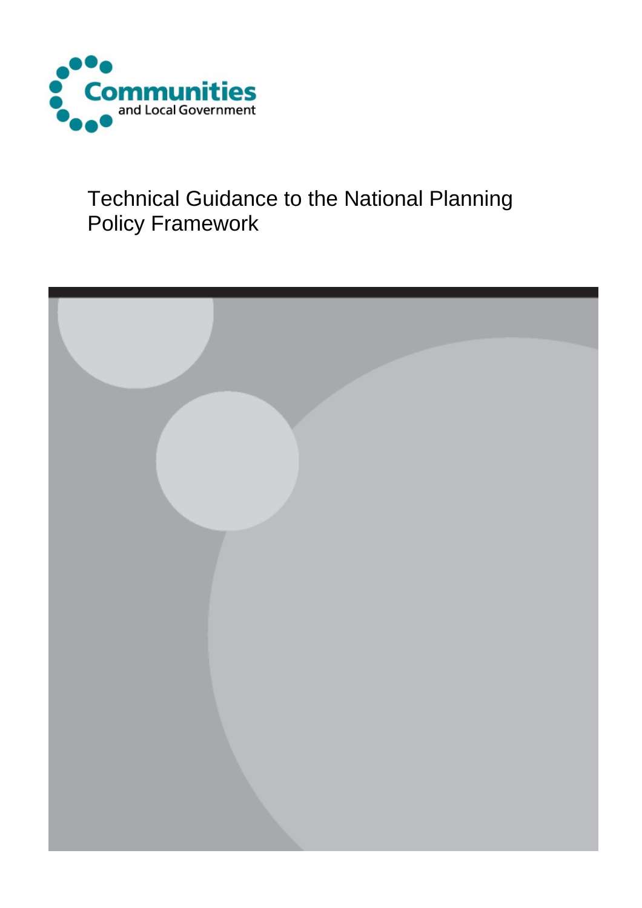Communities and Local Government

# Technical Guidance to the National Planning Policy Framework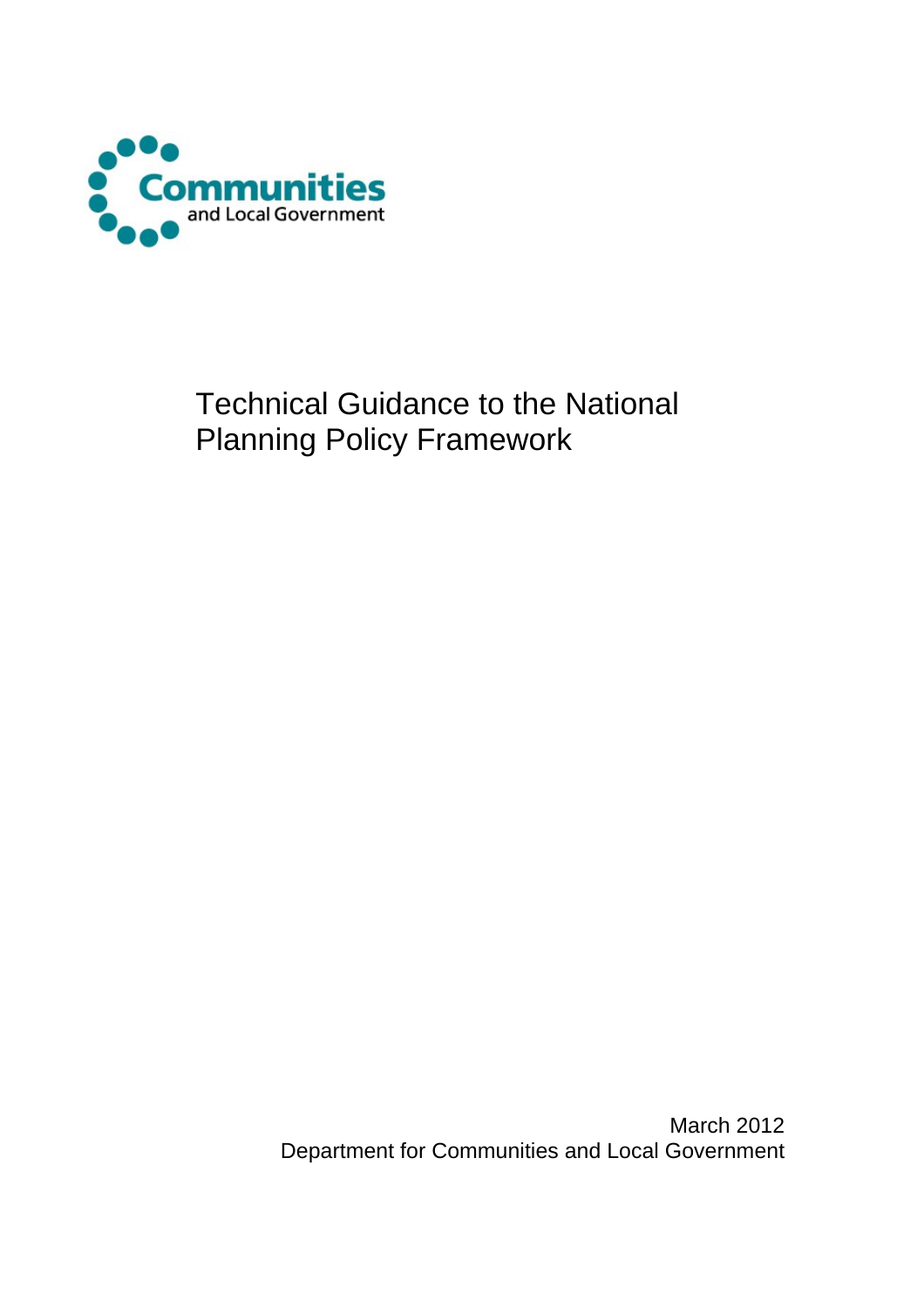Communities and Local Government

# Technical Guidance to the National Planning Policy Framework

March 2012
Department for Communities and Local Government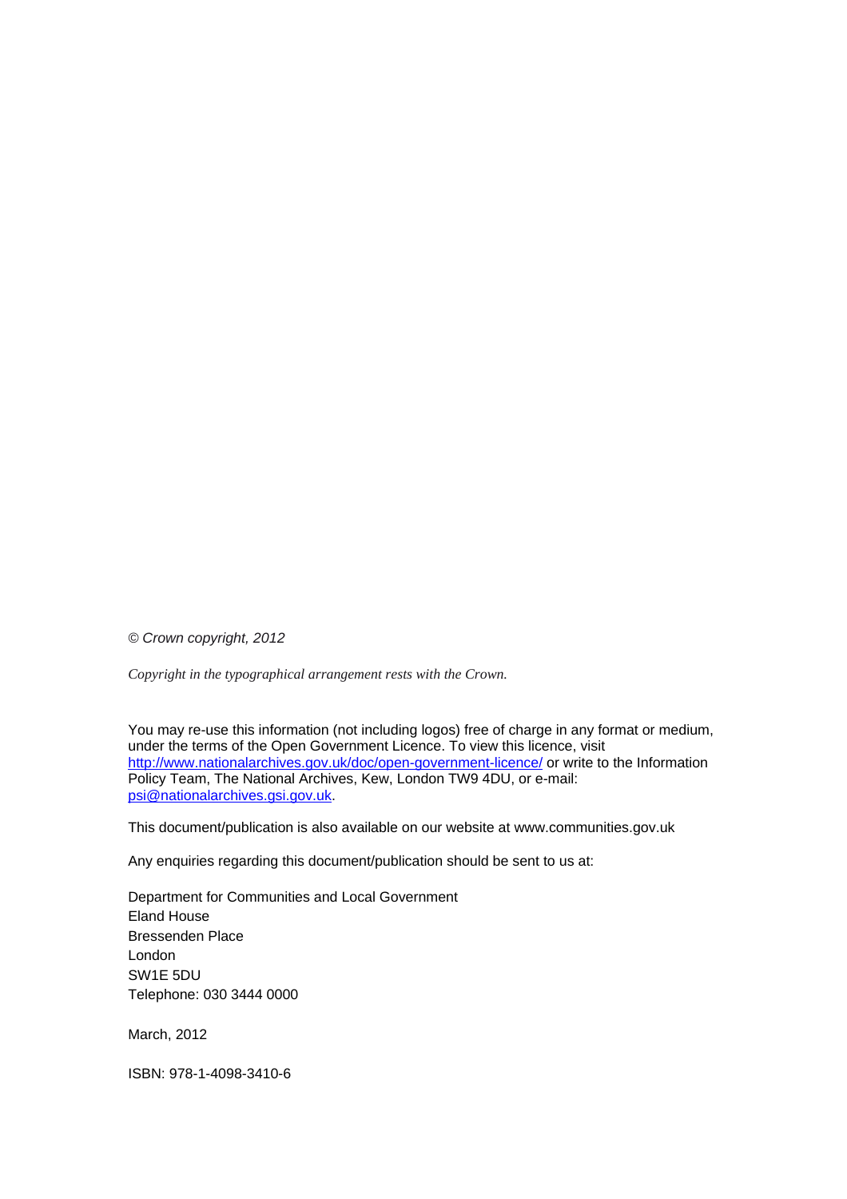*© Crown copyright, 2012*

*Copyright in the typographical arrangement rests with the Crown.*

You may re-use this information (not including logos) free of charge in any format or medium, under the terms of the Open Government Licence. To view this licence, visit http://www.nationalarchives.gov.uk/doc/open-government-licence/ or write to the Information Policy Team, The National Archives, Kew, London TW9 4DU, or e-mail: psi@nationalarchives.gsi.gov.uk.

This document/publication is also available on our website at www.communities.gov.uk

Any enquiries regarding this document/publication should be sent to us at:

Department for Communities and Local Government  
Eland House  
Bressenden Place  
London  
SW1E 5DU  
Telephone: 030 3444 0000

March, 2012

ISBN: 978-1-4098-3410-6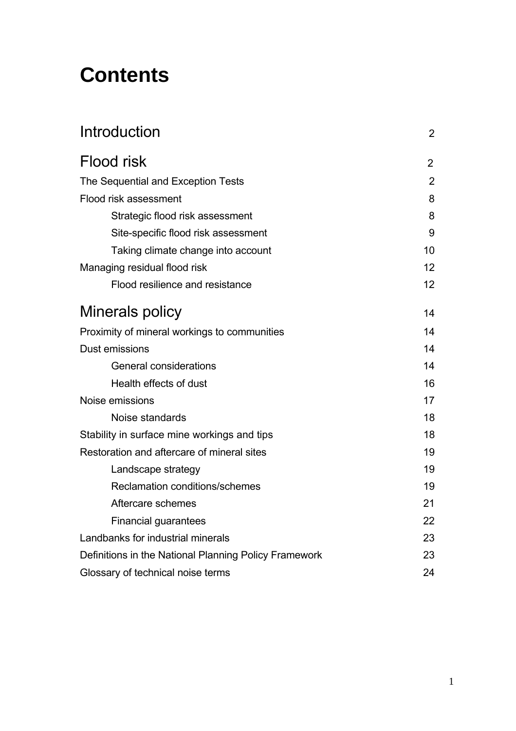# Contents

| | |
|---|---|
| Introduction | 2 |
| Flood risk | 2 |
| The Sequential and Exception Tests | 2 |
| Flood risk assessment | 8 |
| &nbsp;&nbsp;&nbsp;&nbsp;Strategic flood risk assessment | 8 |
| &nbsp;&nbsp;&nbsp;&nbsp;Site-specific flood risk assessment | 9 |
| &nbsp;&nbsp;&nbsp;&nbsp;Taking climate change into account | 10 |
| Managing residual flood risk | 12 |
| &nbsp;&nbsp;&nbsp;&nbsp;Flood resilience and resistance | 12 |
| Minerals policy | 14 |
| Proximity of mineral workings to communities | 14 |
| Dust emissions | 14 |
| &nbsp;&nbsp;&nbsp;&nbsp;General considerations | 14 |
| &nbsp;&nbsp;&nbsp;&nbsp;Health effects of dust | 16 |
| Noise emissions | 17 |
| &nbsp;&nbsp;&nbsp;&nbsp;Noise standards | 18 |
| Stability in surface mine workings and tips | 18 |
| Restoration and aftercare of mineral sites | 19 |
| &nbsp;&nbsp;&nbsp;&nbsp;Landscape strategy | 19 |
| &nbsp;&nbsp;&nbsp;&nbsp;Reclamation conditions/schemes | 19 |
| &nbsp;&nbsp;&nbsp;&nbsp;Aftercare schemes | 21 |
| &nbsp;&nbsp;&nbsp;&nbsp;Financial guarantees | 22 |
| Landbanks for industrial minerals | 23 |
| Definitions in the National Planning Policy Framework | 23 |
| Glossary of technical noise terms | 24 |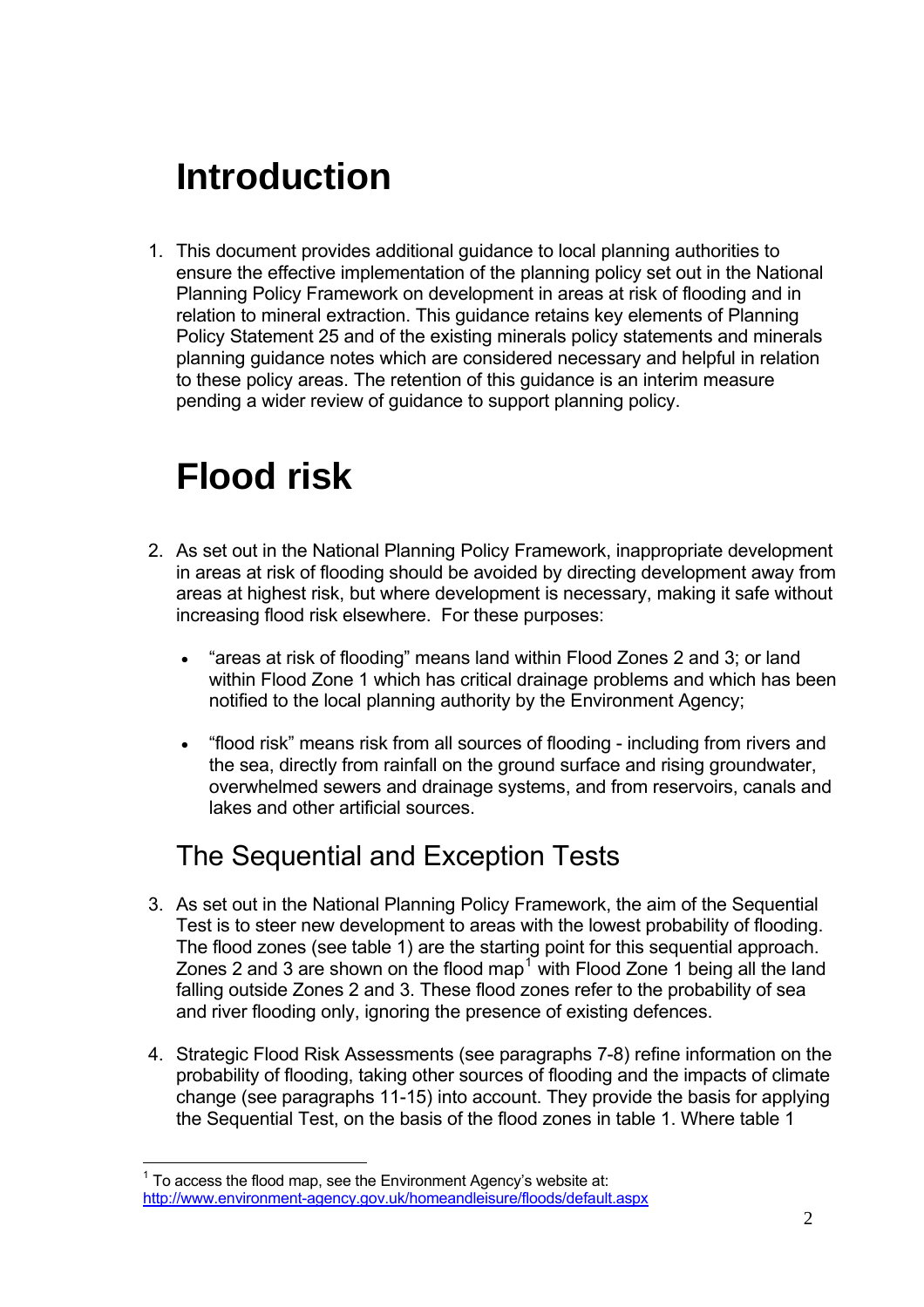# Introduction

1. This document provides additional guidance to local planning authorities to ensure the effective implementation of the planning policy set out in the National Planning Policy Framework on development in areas at risk of flooding and in relation to mineral extraction. This guidance retains key elements of Planning Policy Statement 25 and of the existing minerals policy statements and minerals planning guidance notes which are considered necessary and helpful in relation to these policy areas. The retention of this guidance is an interim measure pending a wider review of guidance to support planning policy.

# Flood risk

2. As set out in the National Planning Policy Framework, inappropriate development in areas at risk of flooding should be avoided by directing development away from areas at highest risk, but where development is necessary, making it safe without increasing flood risk elsewhere. For these purposes:

   - "areas at risk of flooding" means land within Flood Zones 2 and 3; or land within Flood Zone 1 which has critical drainage problems and which has been notified to the local planning authority by the Environment Agency;

   - "flood risk" means risk from all sources of flooding - including from rivers and the sea, directly from rainfall on the ground surface and rising groundwater, overwhelmed sewers and drainage systems, and from reservoirs, canals and lakes and other artificial sources.

## The Sequential and Exception Tests

3. As set out in the National Planning Policy Framework, the aim of the Sequential Test is to steer new development to areas with the lowest probability of flooding. The flood zones (see table 1) are the starting point for this sequential approach. Zones 2 and 3 are shown on the flood map[1] with Flood Zone 1 being all the land falling outside Zones 2 and 3. These flood zones refer to the probability of sea and river flooding only, ignoring the presence of existing defences.

4. Strategic Flood Risk Assessments (see paragraphs 7-8) refine information on the probability of flooding, taking other sources of flooding and the impacts of climate change (see paragraphs 11-15) into account. They provide the basis for applying the Sequential Test, on the basis of the flood zones in table 1. Where table 1

[1] To access the flood map, see the Environment Agency's website at: http://www.environment-agency.gov.uk/homeandleisure/floods/default.aspx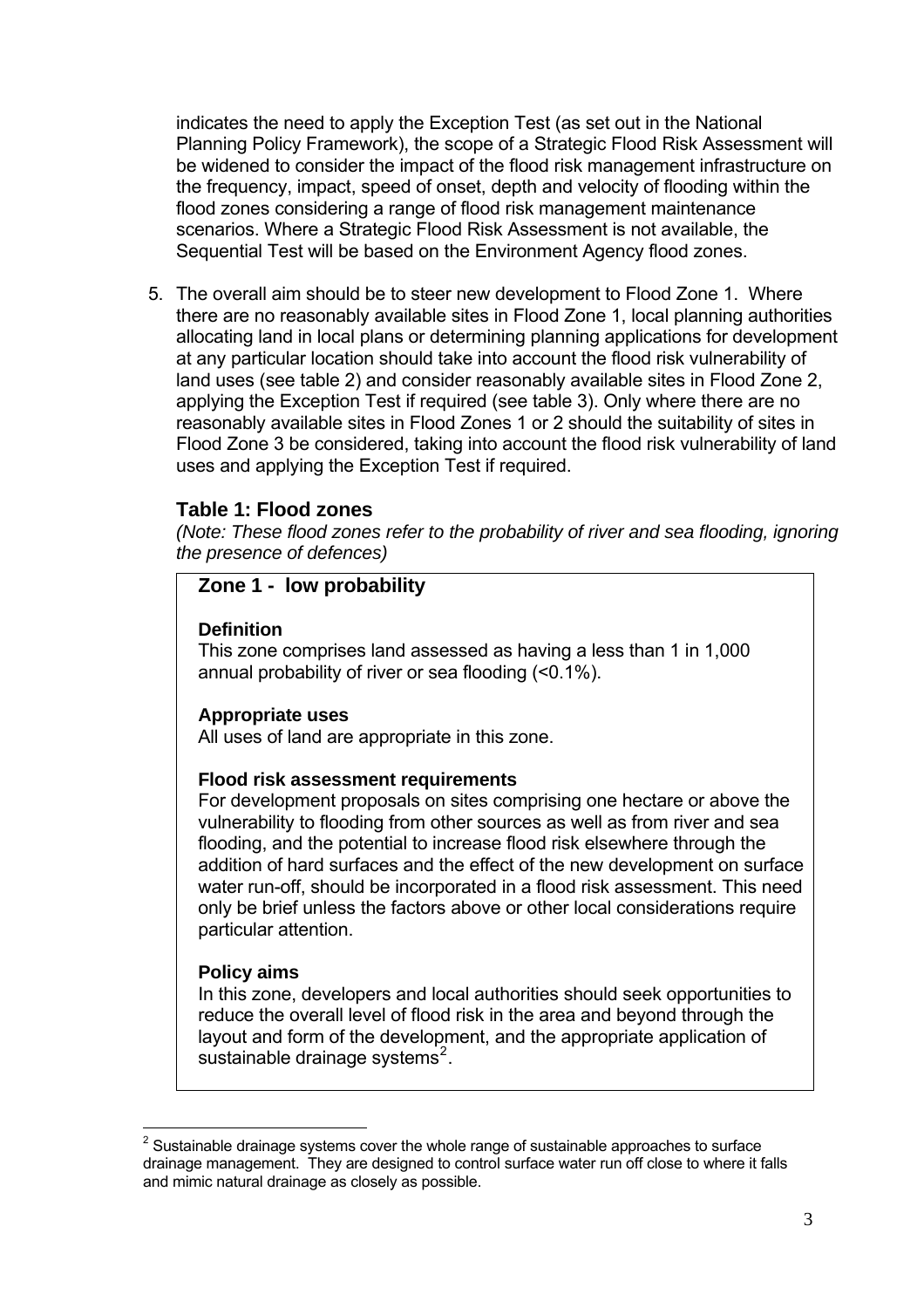indicates the need to apply the Exception Test (as set out in the National Planning Policy Framework), the scope of a Strategic Flood Risk Assessment will be widened to consider the impact of the flood risk management infrastructure on the frequency, impact, speed of onset, depth and velocity of flooding within the flood zones considering a range of flood risk management maintenance scenarios. Where a Strategic Flood Risk Assessment is not available, the Sequential Test will be based on the Environment Agency flood zones.

5. The overall aim should be to steer new development to Flood Zone 1. Where there are no reasonably available sites in Flood Zone 1, local planning authorities allocating land in local plans or determining planning applications for development at any particular location should take into account the flood risk vulnerability of land uses (see table 2) and consider reasonably available sites in Flood Zone 2, applying the Exception Test if required (see table 3). Only where there are no reasonably available sites in Flood Zones 1 or 2 should the suitability of sites in Flood Zone 3 be considered, taking into account the flood risk vulnerability of land uses and applying the Exception Test if required.

### Table 1: Flood zones

*(Note: These flood zones refer to the probability of river and sea flooding, ignoring the presence of defences)*

#### Zone 1 - low probability

**Definition**

This zone comprises land assessed as having a less than 1 in 1,000 annual probability of river or sea flooding (<0.1%).

**Appropriate uses**

All uses of land are appropriate in this zone.

**Flood risk assessment requirements**

For development proposals on sites comprising one hectare or above the vulnerability to flooding from other sources as well as from river and sea flooding, and the potential to increase flood risk elsewhere through the addition of hard surfaces and the effect of the new development on surface water run-off, should be incorporated in a flood risk assessment. This need only be brief unless the factors above or other local considerations require particular attention.

**Policy aims**

In this zone, developers and local authorities should seek opportunities to reduce the overall level of flood risk in the area and beyond through the layout and form of the development, and the appropriate application of sustainable drainage systems[2].

[2] Sustainable drainage systems cover the whole range of sustainable approaches to surface drainage management. They are designed to control surface water run off close to where it falls and mimic natural drainage as closely as possible.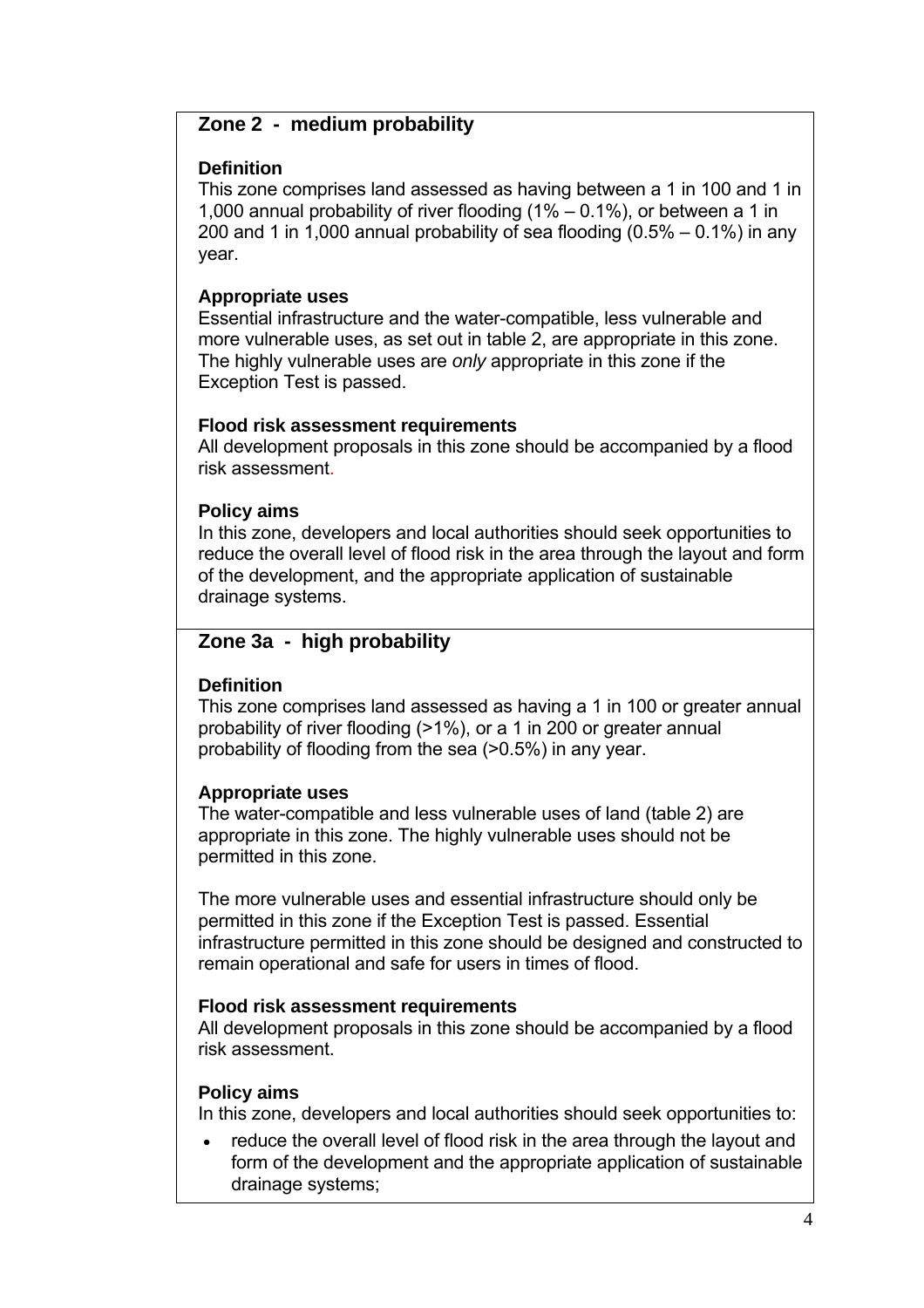## Zone 2 - medium probability

### Definition

This zone comprises land assessed as having between a 1 in 100 and 1 in 1,000 annual probability of river flooding (1% – 0.1%), or between a 1 in 200 and 1 in 1,000 annual probability of sea flooding (0.5% – 0.1%) in any year.

### Appropriate uses

Essential infrastructure and the water-compatible, less vulnerable and more vulnerable uses, as set out in table 2, are appropriate in this zone. The highly vulnerable uses are *only* appropriate in this zone if the Exception Test is passed.

### Flood risk assessment requirements

All development proposals in this zone should be accompanied by a flood risk assessment.

### Policy aims

In this zone, developers and local authorities should seek opportunities to reduce the overall level of flood risk in the area through the layout and form of the development, and the appropriate application of sustainable drainage systems.

## Zone 3a - high probability

### Definition

This zone comprises land assessed as having a 1 in 100 or greater annual probability of river flooding (>1%), or a 1 in 200 or greater annual probability of flooding from the sea (>0.5%) in any year.

### Appropriate uses

The water-compatible and less vulnerable uses of land (table 2) are appropriate in this zone. The highly vulnerable uses should not be permitted in this zone.

The more vulnerable uses and essential infrastructure should only be permitted in this zone if the Exception Test is passed. Essential infrastructure permitted in this zone should be designed and constructed to remain operational and safe for users in times of flood.

### Flood risk assessment requirements

All development proposals in this zone should be accompanied by a flood risk assessment.

### Policy aims

In this zone, developers and local authorities should seek opportunities to:

- reduce the overall level of flood risk in the area through the layout and form of the development and the appropriate application of sustainable drainage systems;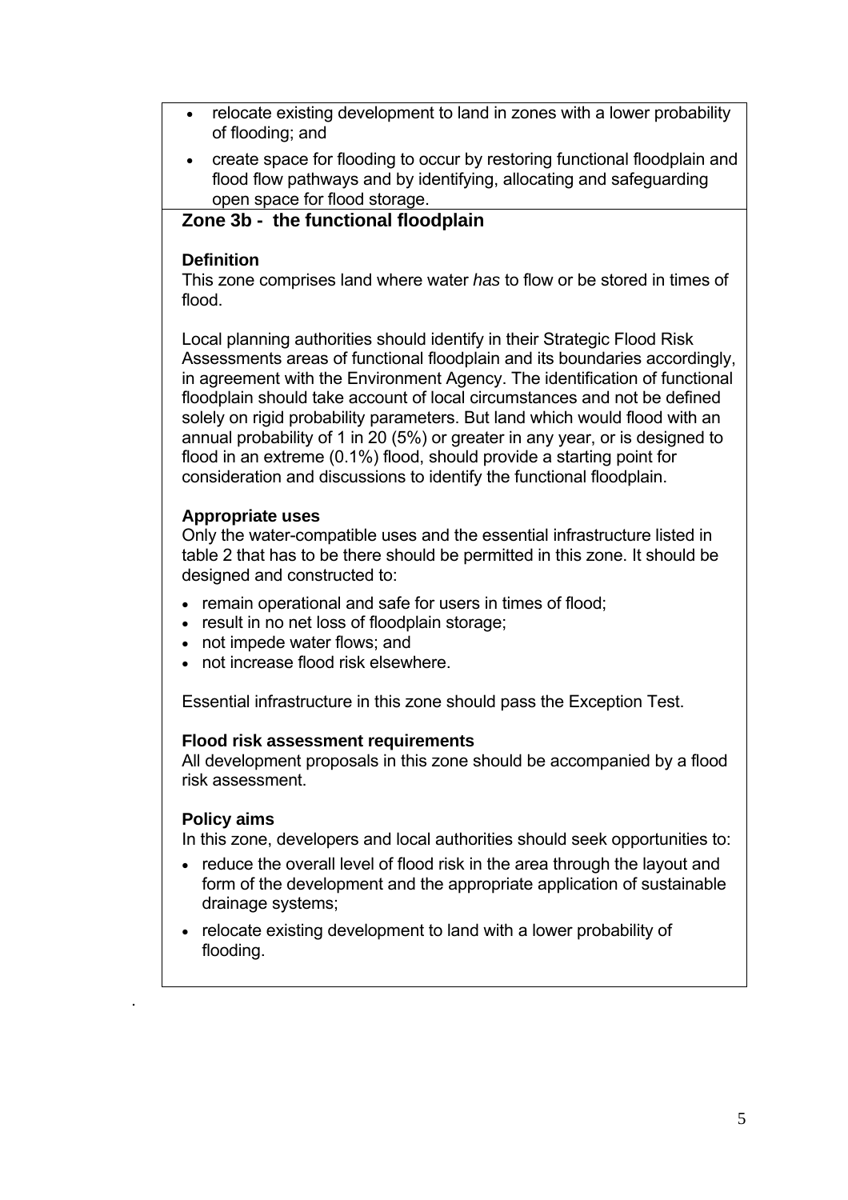- relocate existing development to land in zones with a lower probability of flooding; and
- create space for flooding to occur by restoring functional floodplain and flood flow pathways and by identifying, allocating and safeguarding open space for flood storage.

## Zone 3b - the functional floodplain

### Definition

This zone comprises land where water *has* to flow or be stored in times of flood.

Local planning authorities should identify in their Strategic Flood Risk Assessments areas of functional floodplain and its boundaries accordingly, in agreement with the Environment Agency. The identification of functional floodplain should take account of local circumstances and not be defined solely on rigid probability parameters. But land which would flood with an annual probability of 1 in 20 (5%) or greater in any year, or is designed to flood in an extreme (0.1%) flood, should provide a starting point for consideration and discussions to identify the functional floodplain.

### Appropriate uses

Only the water-compatible uses and the essential infrastructure listed in table 2 that has to be there should be permitted in this zone. It should be designed and constructed to:

- remain operational and safe for users in times of flood;
- result in no net loss of floodplain storage;
- not impede water flows; and
- not increase flood risk elsewhere.

Essential infrastructure in this zone should pass the Exception Test.

### Flood risk assessment requirements

All development proposals in this zone should be accompanied by a flood risk assessment.

### Policy aims

In this zone, developers and local authorities should seek opportunities to:

- reduce the overall level of flood risk in the area through the layout and form of the development and the appropriate application of sustainable drainage systems;
- relocate existing development to land with a lower probability of flooding.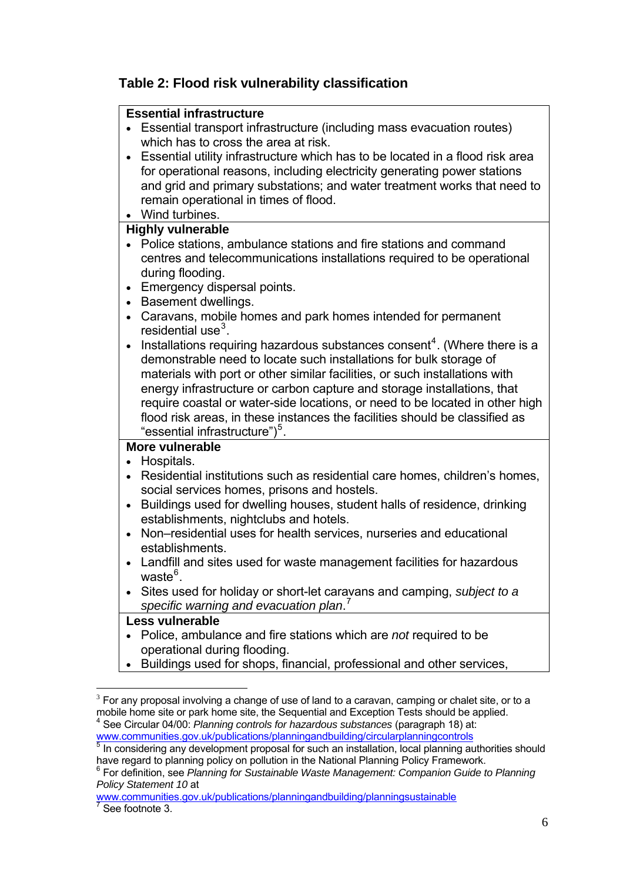### Table 2: Flood risk vulnerability classification

**Essential infrastructure**

- Essential transport infrastructure (including mass evacuation routes) which has to cross the area at risk.
- Essential utility infrastructure which has to be located in a flood risk area for operational reasons, including electricity generating power stations and grid and primary substations; and water treatment works that need to remain operational in times of flood.
- Wind turbines.

**Highly vulnerable**

- Police stations, ambulance stations and fire stations and command centres and telecommunications installations required to be operational during flooding.
- Emergency dispersal points.
- Basement dwellings.
- Caravans, mobile homes and park homes intended for permanent residential use[3].
- Installations requiring hazardous substances consent[4]. (Where there is a demonstrable need to locate such installations for bulk storage of materials with port or other similar facilities, or such installations with energy infrastructure or carbon capture and storage installations, that require coastal or water-side locations, or need to be located in other high flood risk areas, in these instances the facilities should be classified as "essential infrastructure")[5].

**More vulnerable**

- Hospitals.
- Residential institutions such as residential care homes, children's homes, social services homes, prisons and hostels.
- Buildings used for dwelling houses, student halls of residence, drinking establishments, nightclubs and hotels.
- Non–residential uses for health services, nurseries and educational establishments.
- Landfill and sites used for waste management facilities for hazardous waste[6].
- Sites used for holiday or short-let caravans and camping, *subject to a specific warning and evacuation plan*.[7]

**Less vulnerable**

- Police, ambulance and fire stations which are *not* required to be operational during flooding.
- Buildings used for shops, financial, professional and other services,

---

[3] For any proposal involving a change of use of land to a caravan, camping or chalet site, or to a mobile home site or park home site, the Sequential and Exception Tests should be applied.

[4] See Circular 04/00: *Planning controls for hazardous substances* (paragraph 18) at: www.communities.gov.uk/publications/planningandbuilding/circularplanningcontrols

[5] In considering any development proposal for such an installation, local planning authorities should have regard to planning policy on pollution in the National Planning Policy Framework.

[6] For definition, see *Planning for Sustainable Waste Management: Companion Guide to Planning Policy Statement 10* at www.communities.gov.uk/publications/planningandbuilding/planningsustainable

[7] See footnote 3.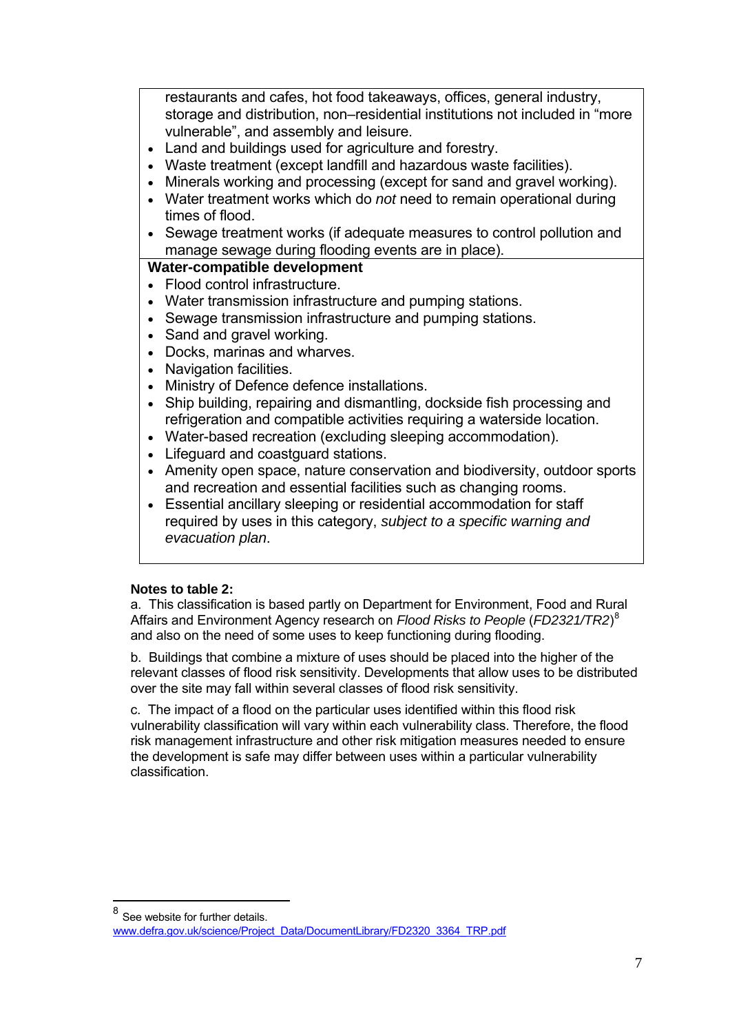restaurants and cafes, hot food takeaways, offices, general industry, storage and distribution, non–residential institutions not included in "more vulnerable", and assembly and leisure.

- Land and buildings used for agriculture and forestry.
- Waste treatment (except landfill and hazardous waste facilities).
- Minerals working and processing (except for sand and gravel working).
- Water treatment works which do *not* need to remain operational during times of flood.
- Sewage treatment works (if adequate measures to control pollution and manage sewage during flooding events are in place).

**Water-compatible development**

- Flood control infrastructure.
- Water transmission infrastructure and pumping stations.
- Sewage transmission infrastructure and pumping stations.
- Sand and gravel working.
- Docks, marinas and wharves.
- Navigation facilities.
- Ministry of Defence defence installations.
- Ship building, repairing and dismantling, dockside fish processing and refrigeration and compatible activities requiring a waterside location.
- Water-based recreation (excluding sleeping accommodation).
- Lifeguard and coastguard stations.
- Amenity open space, nature conservation and biodiversity, outdoor sports and recreation and essential facilities such as changing rooms.
- Essential ancillary sleeping or residential accommodation for staff required by uses in this category, *subject to a specific warning and evacuation plan*.

**Notes to table 2:**

a. This classification is based partly on Department for Environment, Food and Rural Affairs and Environment Agency research on *Flood Risks to People* (*FD2321/TR2*)[8] and also on the need of some uses to keep functioning during flooding.

b. Buildings that combine a mixture of uses should be placed into the higher of the relevant classes of flood risk sensitivity. Developments that allow uses to be distributed over the site may fall within several classes of flood risk sensitivity.

c. The impact of a flood on the particular uses identified within this flood risk vulnerability classification will vary within each vulnerability class. Therefore, the flood risk management infrastructure and other risk mitigation measures needed to ensure the development is safe may differ between uses within a particular vulnerability classification.

---

[8] See website for further details. www.defra.gov.uk/science/Project_Data/DocumentLibrary/FD2320_3364_TRP.pdf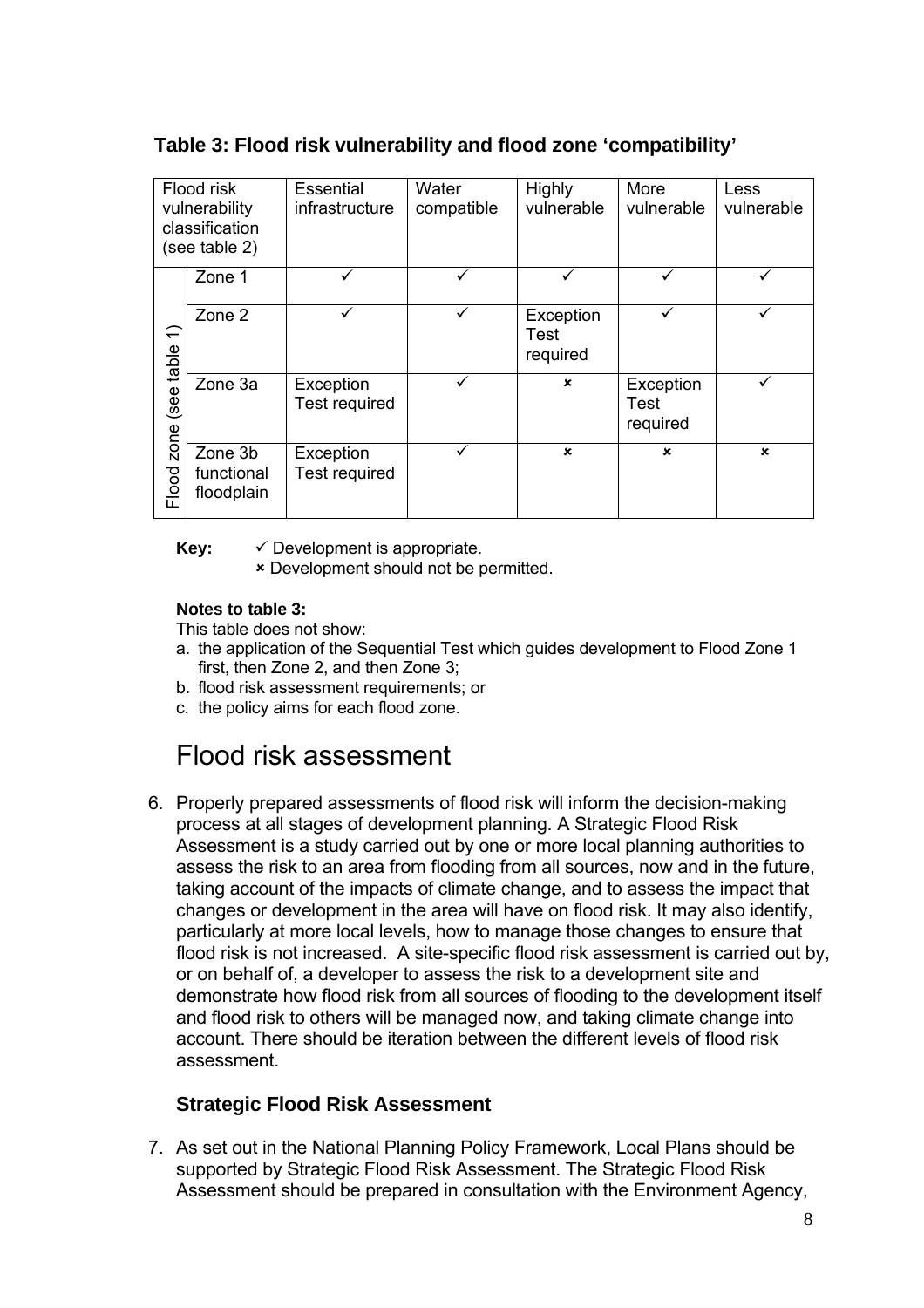### Table 3: Flood risk vulnerability and flood zone 'compatibility'

| Flood risk vulnerability classification (see table 2) | | Essential infrastructure | Water compatible | Highly vulnerable | More vulnerable | Less vulnerable |
|---|---|---|---|---|---|---|
| Flood zone (see table 1) | Zone 1 | ✓ | ✓ | ✓ | ✓ | ✓ |
| | Zone 2 | ✓ | ✓ | Exception Test required | ✓ | ✓ |
| | Zone 3a | Exception Test required | ✓ | × | Exception Test required | ✓ |
| | Zone 3b functional floodplain | Exception Test required | ✓ | × | × | × |

**Key:** ✓ Development is appropriate.
× Development should not be permitted.

**Notes to table 3:**
This table does not show:

a. the application of the Sequential Test which guides development to Flood Zone 1 first, then Zone 2, and then Zone 3;
b. flood risk assessment requirements; or
c. the policy aims for each flood zone.

## Flood risk assessment

6. Properly prepared assessments of flood risk will inform the decision-making process at all stages of development planning. A Strategic Flood Risk Assessment is a study carried out by one or more local planning authorities to assess the risk to an area from flooding from all sources, now and in the future, taking account of the impacts of climate change, and to assess the impact that changes or development in the area will have on flood risk. It may also identify, particularly at more local levels, how to manage those changes to ensure that flood risk is not increased. A site-specific flood risk assessment is carried out by, or on behalf of, a developer to assess the risk to a development site and demonstrate how flood risk from all sources of flooding to the development itself and flood risk to others will be managed now, and taking climate change into account. There should be iteration between the different levels of flood risk assessment.

### Strategic Flood Risk Assessment

7. As set out in the National Planning Policy Framework, Local Plans should be supported by Strategic Flood Risk Assessment. The Strategic Flood Risk Assessment should be prepared in consultation with the Environment Agency,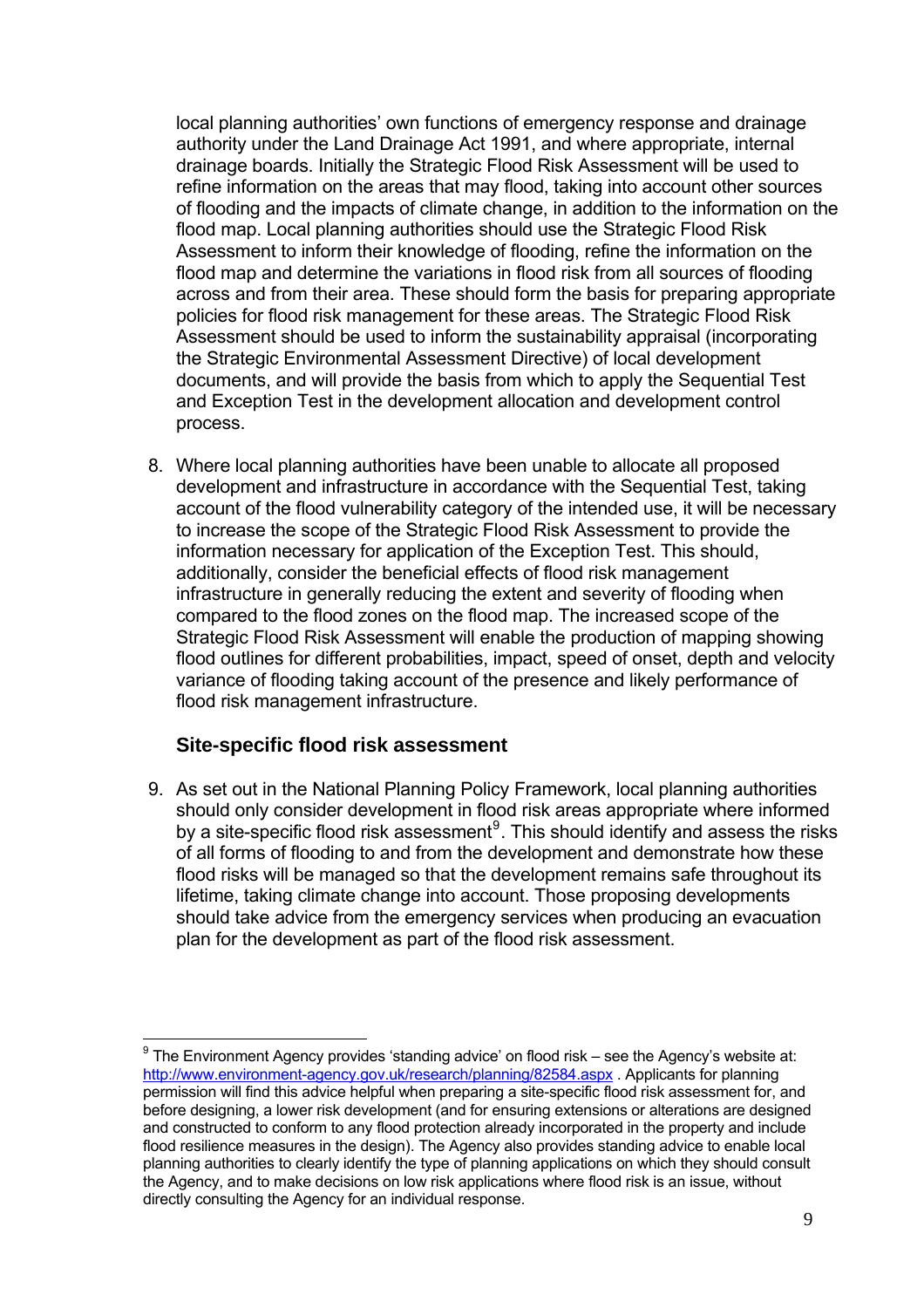local planning authorities' own functions of emergency response and drainage authority under the Land Drainage Act 1991, and where appropriate, internal drainage boards. Initially the Strategic Flood Risk Assessment will be used to refine information on the areas that may flood, taking into account other sources of flooding and the impacts of climate change, in addition to the information on the flood map. Local planning authorities should use the Strategic Flood Risk Assessment to inform their knowledge of flooding, refine the information on the flood map and determine the variations in flood risk from all sources of flooding across and from their area. These should form the basis for preparing appropriate policies for flood risk management for these areas. The Strategic Flood Risk Assessment should be used to inform the sustainability appraisal (incorporating the Strategic Environmental Assessment Directive) of local development documents, and will provide the basis from which to apply the Sequential Test and Exception Test in the development allocation and development control process.

8. Where local planning authorities have been unable to allocate all proposed development and infrastructure in accordance with the Sequential Test, taking account of the flood vulnerability category of the intended use, it will be necessary to increase the scope of the Strategic Flood Risk Assessment to provide the information necessary for application of the Exception Test. This should, additionally, consider the beneficial effects of flood risk management infrastructure in generally reducing the extent and severity of flooding when compared to the flood zones on the flood map. The increased scope of the Strategic Flood Risk Assessment will enable the production of mapping showing flood outlines for different probabilities, impact, speed of onset, depth and velocity variance of flooding taking account of the presence and likely performance of flood risk management infrastructure.

### Site-specific flood risk assessment

9. As set out in the National Planning Policy Framework, local planning authorities should only consider development in flood risk areas appropriate where informed by a site-specific flood risk assessment[9]. This should identify and assess the risks of all forms of flooding to and from the development and demonstrate how these flood risks will be managed so that the development remains safe throughout its lifetime, taking climate change into account. Those proposing developments should take advice from the emergency services when producing an evacuation plan for the development as part of the flood risk assessment.

---

[9] The Environment Agency provides 'standing advice' on flood risk – see the Agency's website at: http://www.environment-agency.gov.uk/research/planning/82584.aspx . Applicants for planning permission will find this advice helpful when preparing a site-specific flood risk assessment for, and before designing, a lower risk development (and for ensuring extensions or alterations are designed and constructed to conform to any flood protection already incorporated in the property and include flood resilience measures in the design). The Agency also provides standing advice to enable local planning authorities to clearly identify the type of planning applications on which they should consult the Agency, and to make decisions on low risk applications where flood risk is an issue, without directly consulting the Agency for an individual response.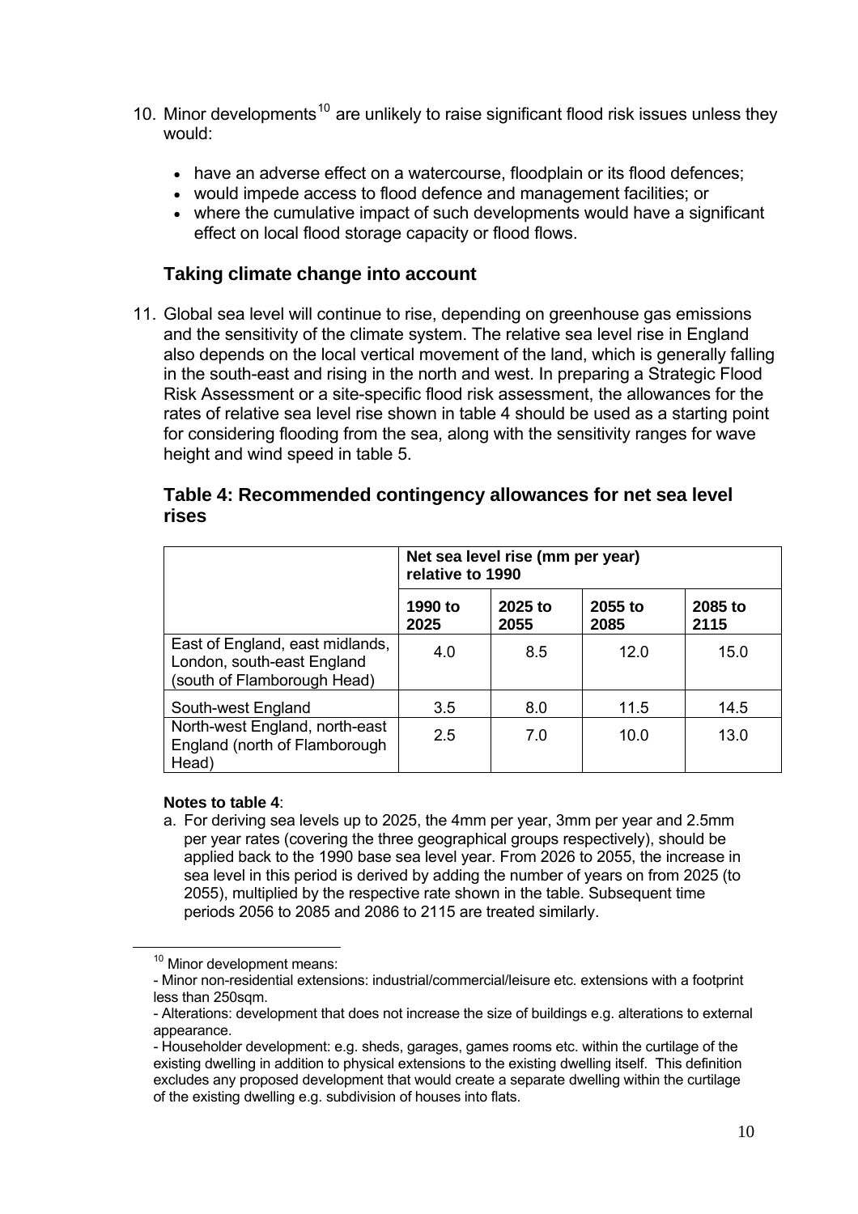10. Minor developments[10] are unlikely to raise significant flood risk issues unless they would:

    - have an adverse effect on a watercourse, floodplain or its flood defences;
    - would impede access to flood defence and management facilities; or
    - where the cumulative impact of such developments would have a significant effect on local flood storage capacity or flood flows.

### Taking climate change into account

11. Global sea level will continue to rise, depending on greenhouse gas emissions and the sensitivity of the climate system. The relative sea level rise in England also depends on the local vertical movement of the land, which is generally falling in the south-east and rising in the north and west. In preparing a Strategic Flood Risk Assessment or a site-specific flood risk assessment, the allowances for the rates of relative sea level rise shown in table 4 should be used as a starting point for considering flooding from the sea, along with the sensitivity ranges for wave height and wind speed in table 5.

### Table 4: Recommended contingency allowances for net sea level rises

| | **Net sea level rise (mm per year) relative to 1990** | | | |
|---|---|---|---|---|
| | **1990 to 2025** | **2025 to 2055** | **2055 to 2085** | **2085 to 2115** |
| East of England, east midlands, London, south-east England (south of Flamborough Head) | 4.0 | 8.5 | 12.0 | 15.0 |
| South-west England | 3.5 | 8.0 | 11.5 | 14.5 |
| North-west England, north-east England (north of Flamborough Head) | 2.5 | 7.0 | 10.0 | 13.0 |

**Notes to table 4**:

a. For deriving sea levels up to 2025, the 4mm per year, 3mm per year and 2.5mm per year rates (covering the three geographical groups respectively), should be applied back to the 1990 base sea level year. From 2026 to 2055, the increase in sea level in this period is derived by adding the number of years on from 2025 (to 2055), multiplied by the respective rate shown in the table. Subsequent time periods 2056 to 2085 and 2086 to 2115 are treated similarly.

---

[10] Minor development means:
- Minor non-residential extensions: industrial/commercial/leisure etc. extensions with a footprint less than 250sqm.
- Alterations: development that does not increase the size of buildings e.g. alterations to external appearance.
- Householder development: e.g. sheds, garages, games rooms etc. within the curtilage of the existing dwelling in addition to physical extensions to the existing dwelling itself. This definition excludes any proposed development that would create a separate dwelling within the curtilage of the existing dwelling e.g. subdivision of houses into flats.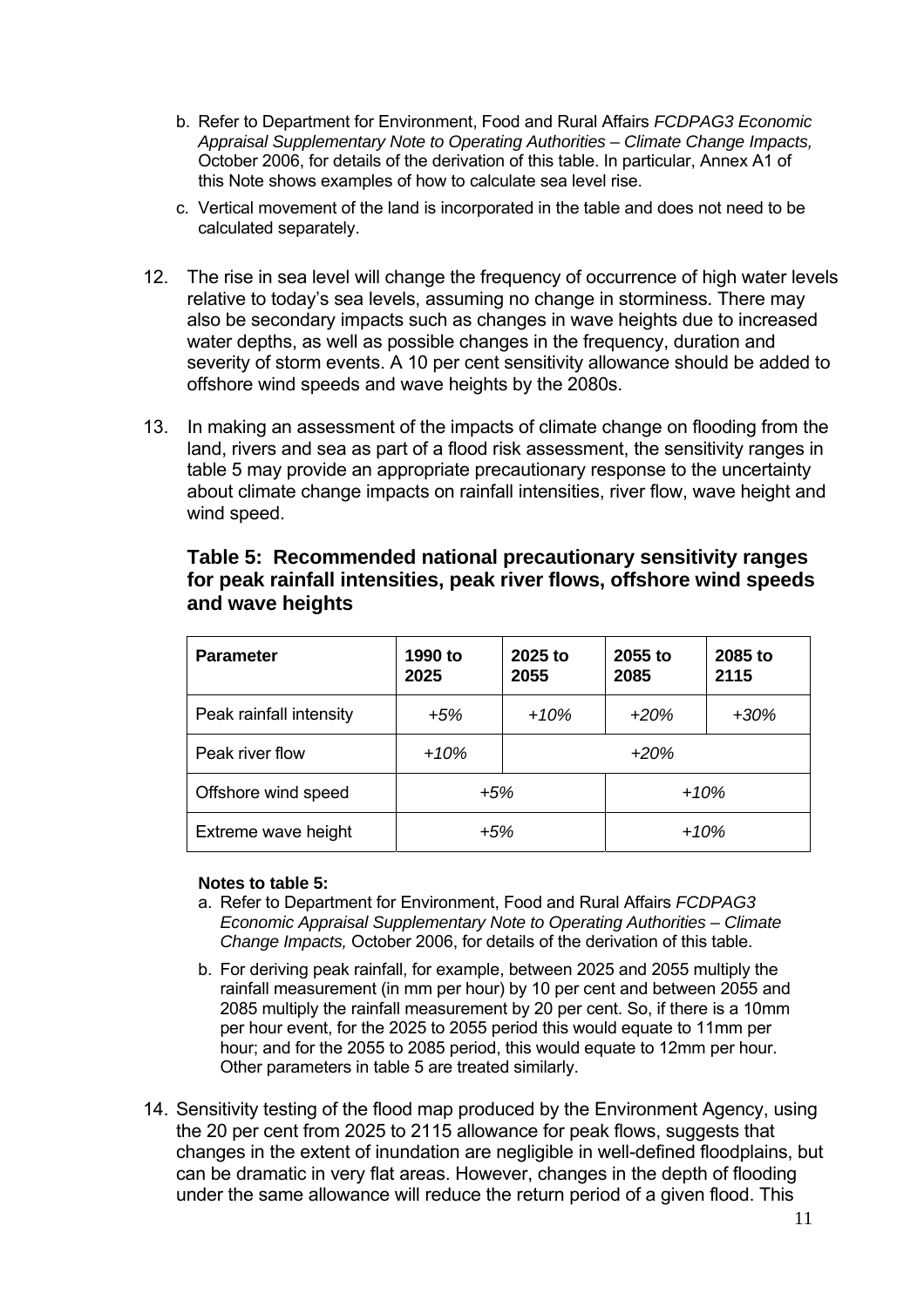b. Refer to Department for Environment, Food and Rural Affairs *FCDPAG3 Economic Appraisal Supplementary Note to Operating Authorities – Climate Change Impacts,* October 2006, for details of the derivation of this table. In particular, Annex A1 of this Note shows examples of how to calculate sea level rise.

c. Vertical movement of the land is incorporated in the table and does not need to be calculated separately.

12. The rise in sea level will change the frequency of occurrence of high water levels relative to today's sea levels, assuming no change in storminess. There may also be secondary impacts such as changes in wave heights due to increased water depths, as well as possible changes in the frequency, duration and severity of storm events. A 10 per cent sensitivity allowance should be added to offshore wind speeds and wave heights by the 2080s.

13. In making an assessment of the impacts of climate change on flooding from the land, rivers and sea as part of a flood risk assessment, the sensitivity ranges in table 5 may provide an appropriate precautionary response to the uncertainty about climate change impacts on rainfall intensities, river flow, wave height and wind speed.

### Table 5: Recommended national precautionary sensitivity ranges for peak rainfall intensities, peak river flows, offshore wind speeds and wave heights

| Parameter | 1990 to 2025 | 2025 to 2055 | 2055 to 2085 | 2085 to 2115 |
|---|---|---|---|---|
| Peak rainfall intensity | *+5%* | *+10%* | *+20%* | *+30%* |
| Peak river flow | *+10%* | *+20%* | | |
| Offshore wind speed | *+5%* | | *+10%* | |
| Extreme wave height | *+5%* | | *+10%* | |

**Notes to table 5:**

a. Refer to Department for Environment, Food and Rural Affairs *FCDPAG3 Economic Appraisal Supplementary Note to Operating Authorities – Climate Change Impacts,* October 2006, for details of the derivation of this table.

b. For deriving peak rainfall, for example, between 2025 and 2055 multiply the rainfall measurement (in mm per hour) by 10 per cent and between 2055 and 2085 multiply the rainfall measurement by 20 per cent. So, if there is a 10mm per hour event, for the 2025 to 2055 period this would equate to 11mm per hour; and for the 2055 to 2085 period, this would equate to 12mm per hour. Other parameters in table 5 are treated similarly.

14. Sensitivity testing of the flood map produced by the Environment Agency, using the 20 per cent from 2025 to 2115 allowance for peak flows, suggests that changes in the extent of inundation are negligible in well-defined floodplains, but can be dramatic in very flat areas. However, changes in the depth of flooding under the same allowance will reduce the return period of a given flood. This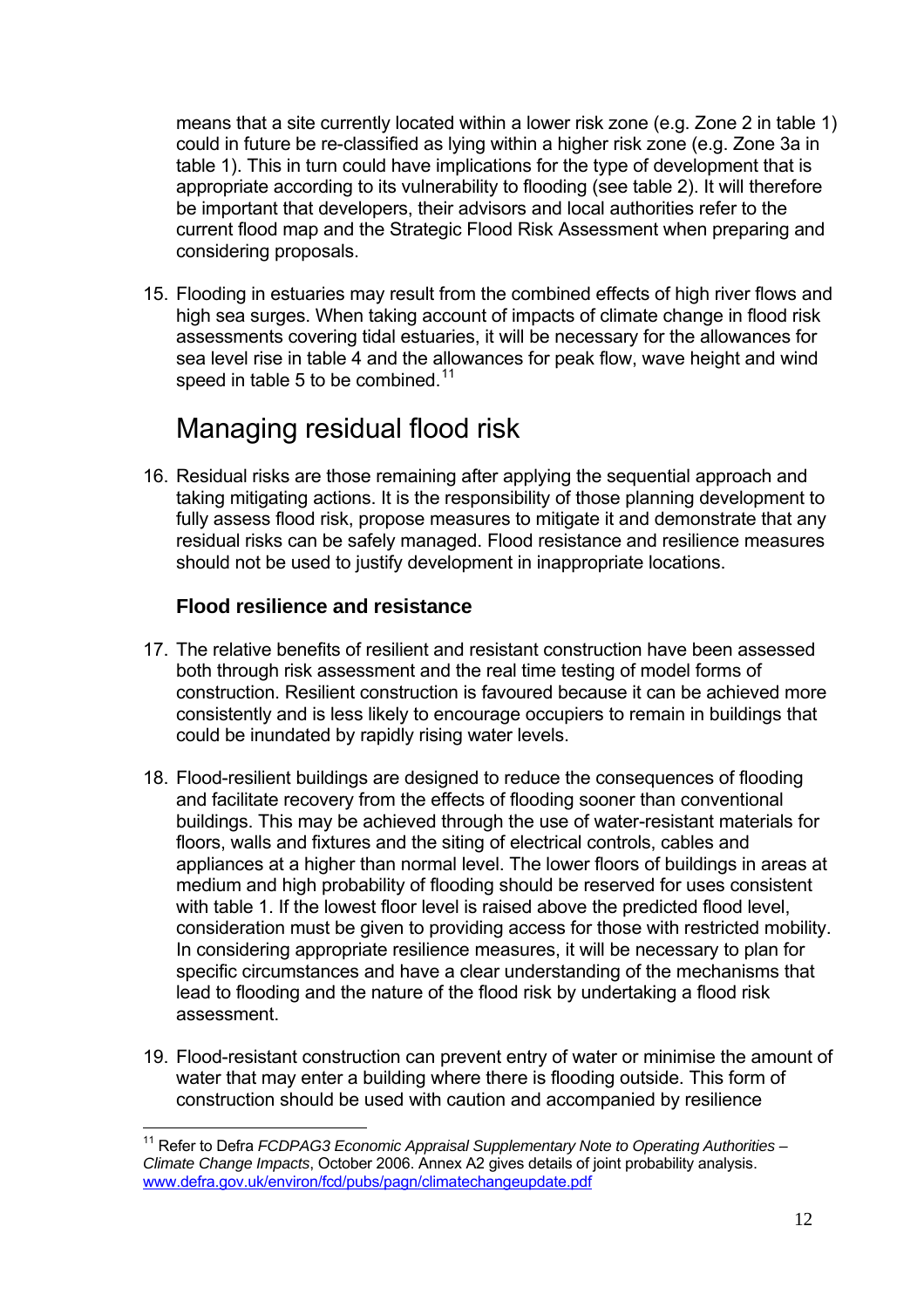means that a site currently located within a lower risk zone (e.g. Zone 2 in table 1) could in future be re-classified as lying within a higher risk zone (e.g. Zone 3a in table 1). This in turn could have implications for the type of development that is appropriate according to its vulnerability to flooding (see table 2). It will therefore be important that developers, their advisors and local authorities refer to the current flood map and the Strategic Flood Risk Assessment when preparing and considering proposals.

15. Flooding in estuaries may result from the combined effects of high river flows and high sea surges. When taking account of impacts of climate change in flood risk assessments covering tidal estuaries, it will be necessary for the allowances for sea level rise in table 4 and the allowances for peak flow, wave height and wind speed in table 5 to be combined.[11]

## Managing residual flood risk

16. Residual risks are those remaining after applying the sequential approach and taking mitigating actions. It is the responsibility of those planning development to fully assess flood risk, propose measures to mitigate it and demonstrate that any residual risks can be safely managed. Flood resistance and resilience measures should not be used to justify development in inappropriate locations.

### Flood resilience and resistance

17. The relative benefits of resilient and resistant construction have been assessed both through risk assessment and the real time testing of model forms of construction. Resilient construction is favoured because it can be achieved more consistently and is less likely to encourage occupiers to remain in buildings that could be inundated by rapidly rising water levels.

18. Flood-resilient buildings are designed to reduce the consequences of flooding and facilitate recovery from the effects of flooding sooner than conventional buildings. This may be achieved through the use of water-resistant materials for floors, walls and fixtures and the siting of electrical controls, cables and appliances at a higher than normal level. The lower floors of buildings in areas at medium and high probability of flooding should be reserved for uses consistent with table 1. If the lowest floor level is raised above the predicted flood level, consideration must be given to providing access for those with restricted mobility. In considering appropriate resilience measures, it will be necessary to plan for specific circumstances and have a clear understanding of the mechanisms that lead to flooding and the nature of the flood risk by undertaking a flood risk assessment.

19. Flood-resistant construction can prevent entry of water or minimise the amount of water that may enter a building where there is flooding outside. This form of construction should be used with caution and accompanied by resilience

---

[11] Refer to Defra *FCDPAG3 Economic Appraisal Supplementary Note to Operating Authorities – Climate Change Impacts*, October 2006. Annex A2 gives details of joint probability analysis. www.defra.gov.uk/environ/fcd/pubs/pagn/climatechangeupdate.pdf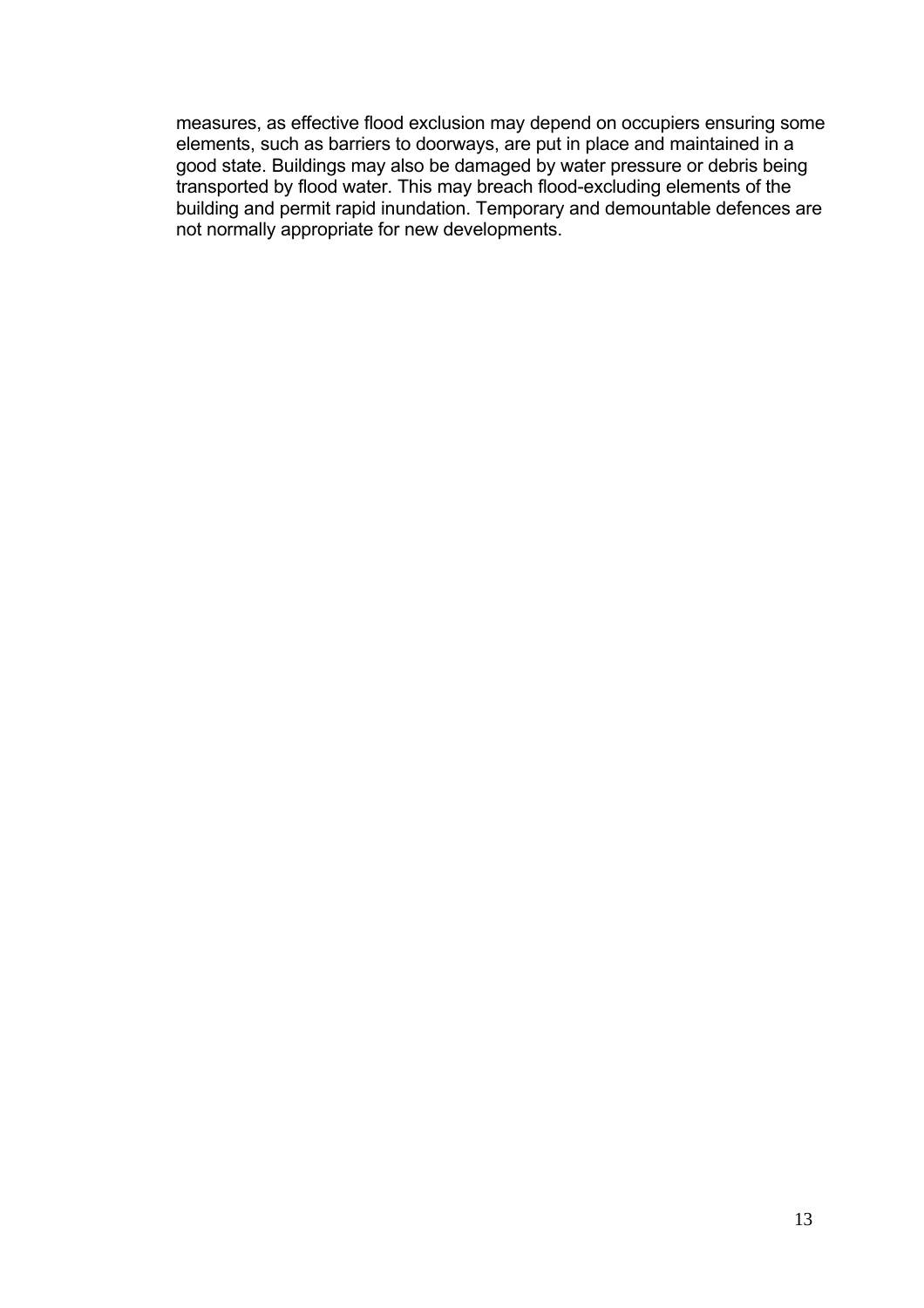measures, as effective flood exclusion may depend on occupiers ensuring some elements, such as barriers to doorways, are put in place and maintained in a good state. Buildings may also be damaged by water pressure or debris being transported by flood water. This may breach flood-excluding elements of the building and permit rapid inundation. Temporary and demountable defences are not normally appropriate for new developments.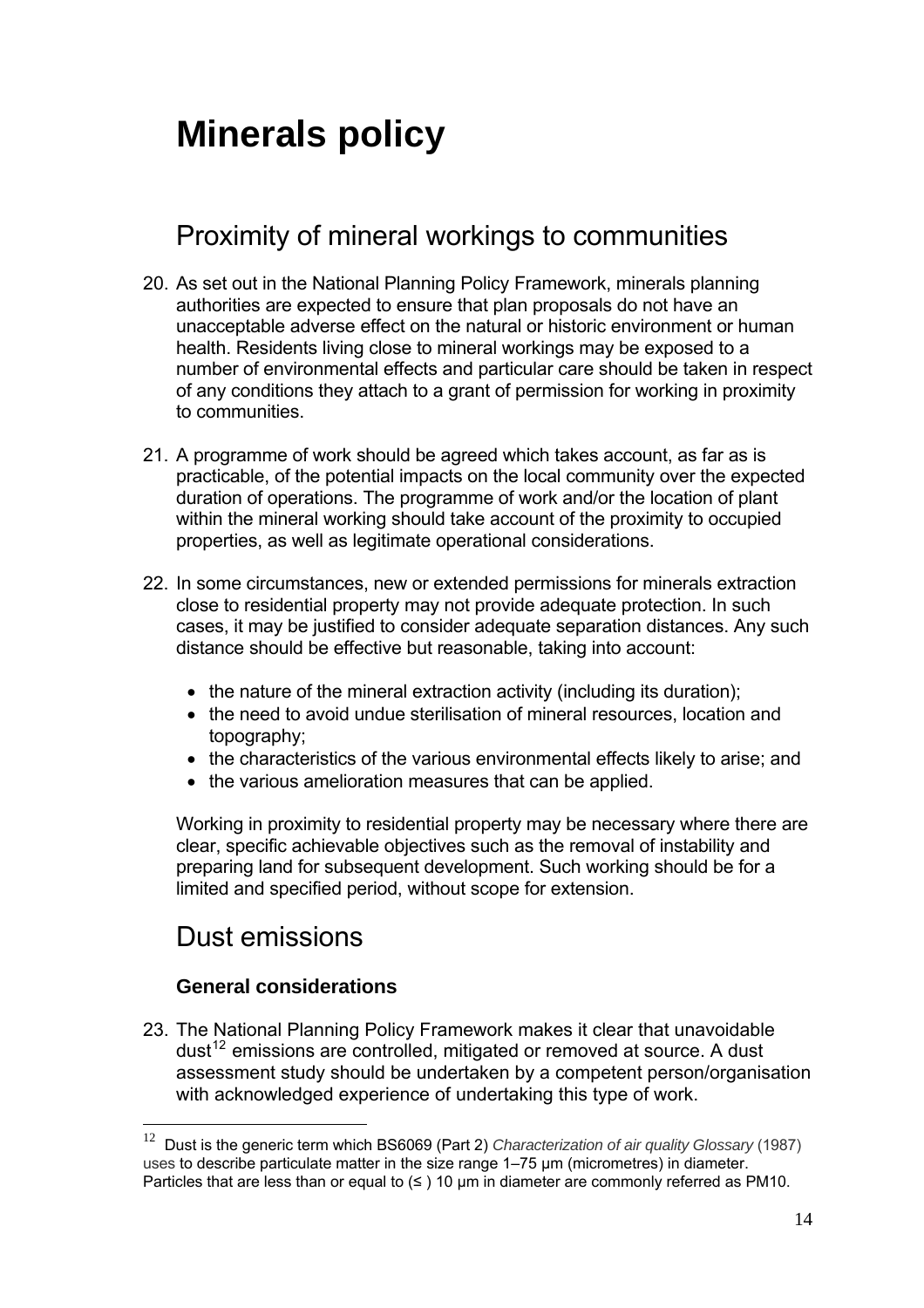# Minerals policy

## Proximity of mineral workings to communities

20. As set out in the National Planning Policy Framework, minerals planning authorities are expected to ensure that plan proposals do not have an unacceptable adverse effect on the natural or historic environment or human health. Residents living close to mineral workings may be exposed to a number of environmental effects and particular care should be taken in respect of any conditions they attach to a grant of permission for working in proximity to communities.

21. A programme of work should be agreed which takes account, as far as is practicable, of the potential impacts on the local community over the expected duration of operations. The programme of work and/or the location of plant within the mineral working should take account of the proximity to occupied properties, as well as legitimate operational considerations.

22. In some circumstances, new or extended permissions for minerals extraction close to residential property may not provide adequate protection. In such cases, it may be justified to consider adequate separation distances. Any such distance should be effective but reasonable, taking into account:

    - the nature of the mineral extraction activity (including its duration);
    - the need to avoid undue sterilisation of mineral resources, location and topography;
    - the characteristics of the various environmental effects likely to arise; and
    - the various amelioration measures that can be applied.

    Working in proximity to residential property may be necessary where there are clear, specific achievable objectives such as the removal of instability and preparing land for subsequent development. Such working should be for a limited and specified period, without scope for extension.

## Dust emissions

### General considerations

23. The National Planning Policy Framework makes it clear that unavoidable dust[12] emissions are controlled, mitigated or removed at source. A dust assessment study should be undertaken by a competent person/organisation with acknowledged experience of undertaking this type of work.

---

[12] Dust is the generic term which BS6069 (Part 2) *Characterization of air quality Glossary* (1987) uses to describe particulate matter in the size range 1–75 μm (micrometres) in diameter. Particles that are less than or equal to (≤ ) 10 μm in diameter are commonly referred as PM10.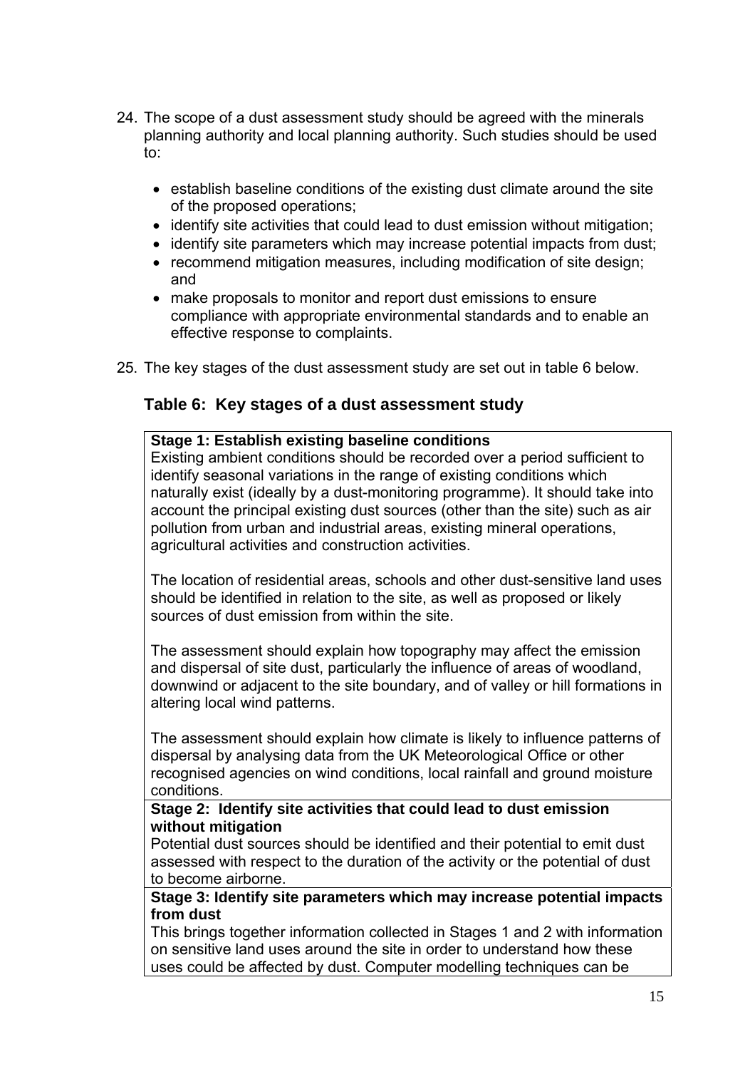24. The scope of a dust assessment study should be agreed with the minerals planning authority and local planning authority. Such studies should be used to:

    - establish baseline conditions of the existing dust climate around the site of the proposed operations;
    - identify site activities that could lead to dust emission without mitigation;
    - identify site parameters which may increase potential impacts from dust;
    - recommend mitigation measures, including modification of site design; and
    - make proposals to monitor and report dust emissions to ensure compliance with appropriate environmental standards and to enable an effective response to complaints.

25. The key stages of the dust assessment study are set out in table 6 below.

### Table 6: Key stages of a dust assessment study

| **Stage 1: Establish existing baseline conditions**<br>Existing ambient conditions should be recorded over a period sufficient to identify seasonal variations in the range of existing conditions which naturally exist (ideally by a dust-monitoring programme). It should take into account the principal existing dust sources (other than the site) such as air pollution from urban and industrial areas, existing mineral operations, agricultural activities and construction activities.<br><br>The location of residential areas, schools and other dust-sensitive land uses should be identified in relation to the site, as well as proposed or likely sources of dust emission from within the site.<br><br>The assessment should explain how topography may affect the emission and dispersal of site dust, particularly the influence of areas of woodland, downwind or adjacent to the site boundary, and of valley or hill formations in altering local wind patterns.<br><br>The assessment should explain how climate is likely to influence patterns of dispersal by analysing data from the UK Meteorological Office or other recognised agencies on wind conditions, local rainfall and ground moisture conditions. |
|---|
| **Stage 2: Identify site activities that could lead to dust emission without mitigation**<br>Potential dust sources should be identified and their potential to emit dust assessed with respect to the duration of the activity or the potential of dust to become airborne. |
| **Stage 3: Identify site parameters which may increase potential impacts from dust**<br>This brings together information collected in Stages 1 and 2 with information on sensitive land uses around the site in order to understand how these uses could be affected by dust. Computer modelling techniques can be |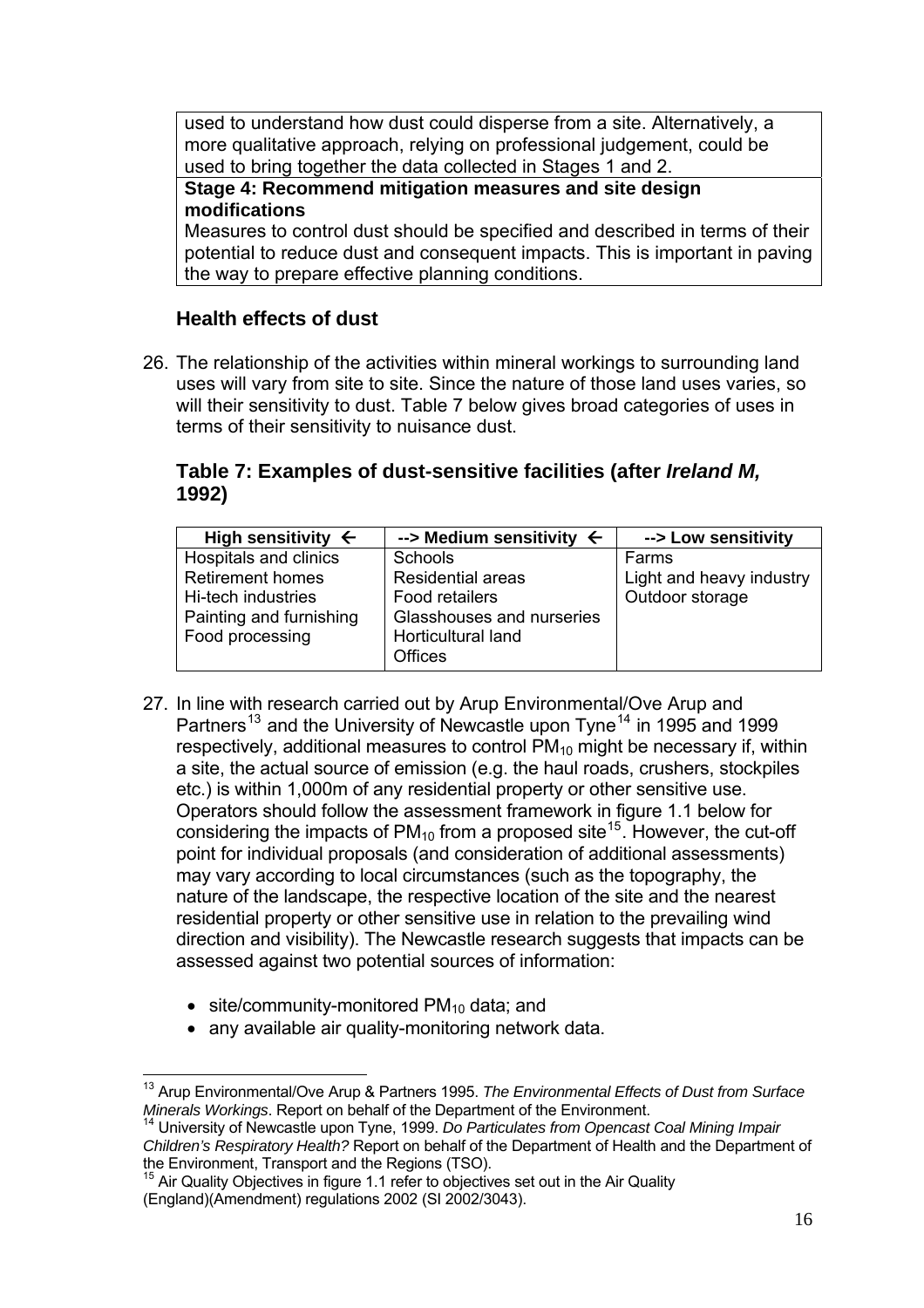used to understand how dust could disperse from a site. Alternatively, a more qualitative approach, relying on professional judgement, could be used to bring together the data collected in Stages 1 and 2.

**Stage 4: Recommend mitigation measures and site design modifications**

Measures to control dust should be specified and described in terms of their potential to reduce dust and consequent impacts. This is important in paving the way to prepare effective planning conditions.

### Health effects of dust

26. The relationship of the activities within mineral workings to surrounding land uses will vary from site to site. Since the nature of those land uses varies, so will their sensitivity to dust. Table 7 below gives broad categories of uses in terms of their sensitivity to nuisance dust.

### Table 7: Examples of dust-sensitive facilities (after *Ireland M,* 1992)

| High sensitivity ← | --> Medium sensitivity ← | --> Low sensitivity |
|---|---|---|
| Hospitals and clinics<br>Retirement homes<br>Hi-tech industries<br>Painting and furnishing<br>Food processing | Schools<br>Residential areas<br>Food retailers<br>Glasshouses and nurseries<br>Horticultural land<br>Offices | Farms<br>Light and heavy industry<br>Outdoor storage |

27. In line with research carried out by Arup Environmental/Ove Arup and Partners[13] and the University of Newcastle upon Tyne[14] in 1995 and 1999 respectively, additional measures to control $PM_{10}$ might be necessary if, within a site, the actual source of emission (e.g. the haul roads, crushers, stockpiles etc.) is within 1,000m of any residential property or other sensitive use. Operators should follow the assessment framework in figure 1.1 below for considering the impacts of $PM_{10}$ from a proposed site[15]. However, the cut-off point for individual proposals (and consideration of additional assessments) may vary according to local circumstances (such as the topography, the nature of the landscape, the respective location of the site and the nearest residential property or other sensitive use in relation to the prevailing wind direction and visibility). The Newcastle research suggests that impacts can be assessed against two potential sources of information:

    - site/community-monitored $PM_{10}$ data; and
    - any available air quality-monitoring network data.

[13] Arup Environmental/Ove Arup & Partners 1995. *The Environmental Effects of Dust from Surface Minerals Workings*. Report on behalf of the Department of the Environment.

[14] University of Newcastle upon Tyne, 1999. *Do Particulates from Opencast Coal Mining Impair Children's Respiratory Health?* Report on behalf of the Department of Health and the Department of the Environment, Transport and the Regions (TSO).

[15] Air Quality Objectives in figure 1.1 refer to objectives set out in the Air Quality (England)(Amendment) regulations 2002 (SI 2002/3043).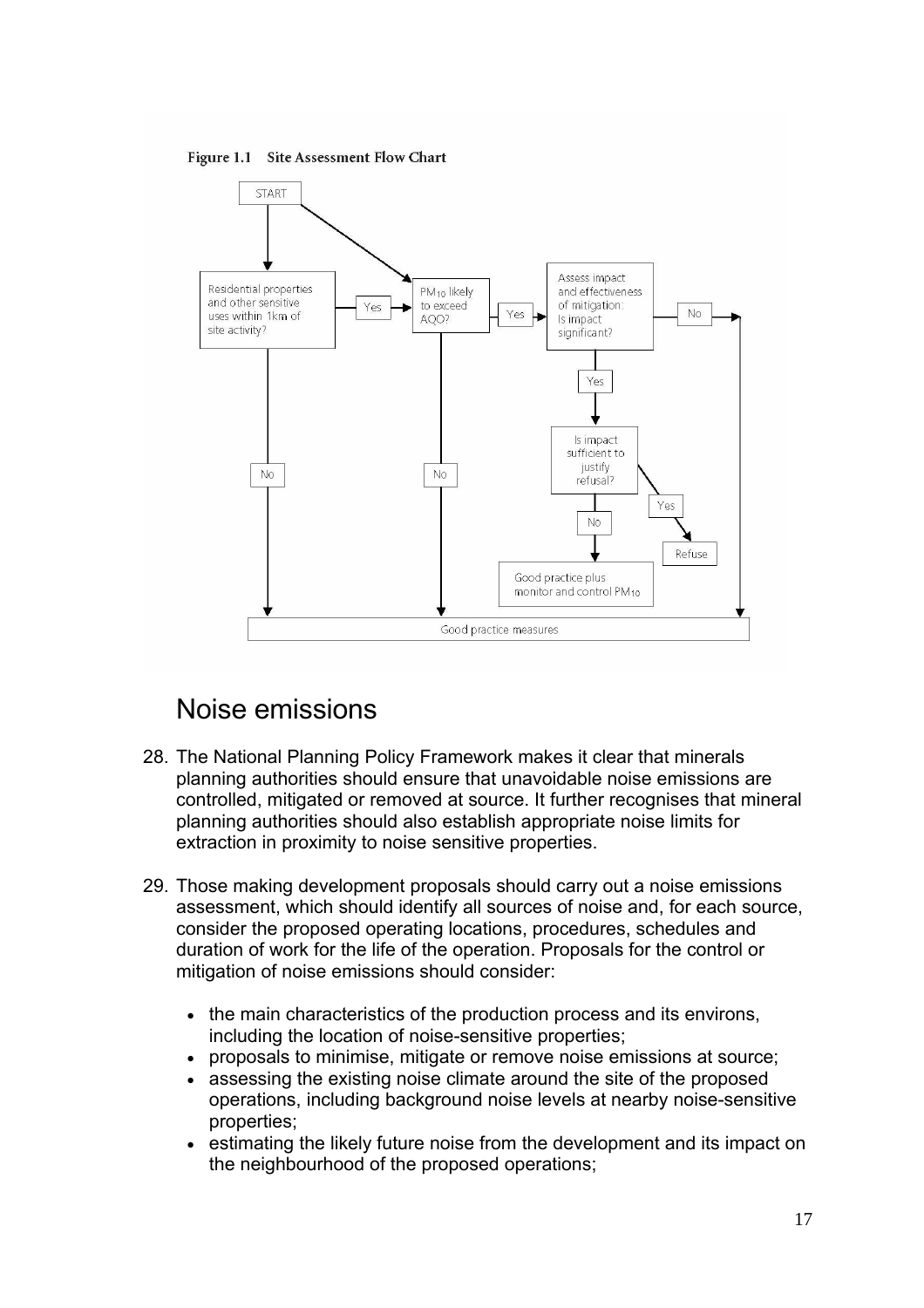Figure 1.1 Site Assessment Flow Chart

## Noise emissions

28. The National Planning Policy Framework makes it clear that minerals planning authorities should ensure that unavoidable noise emissions are controlled, mitigated or removed at source. It further recognises that mineral planning authorities should also establish appropriate noise limits for extraction in proximity to noise sensitive properties.

29. Those making development proposals should carry out a noise emissions assessment, which should identify all sources of noise and, for each source, consider the proposed operating locations, procedures, schedules and duration of work for the life of the operation. Proposals for the control or mitigation of noise emissions should consider:

    - the main characteristics of the production process and its environs, including the location of noise-sensitive properties;
    - proposals to minimise, mitigate or remove noise emissions at source;
    - assessing the existing noise climate around the site of the proposed operations, including background noise levels at nearby noise-sensitive properties;
    - estimating the likely future noise from the development and its impact on the neighbourhood of the proposed operations;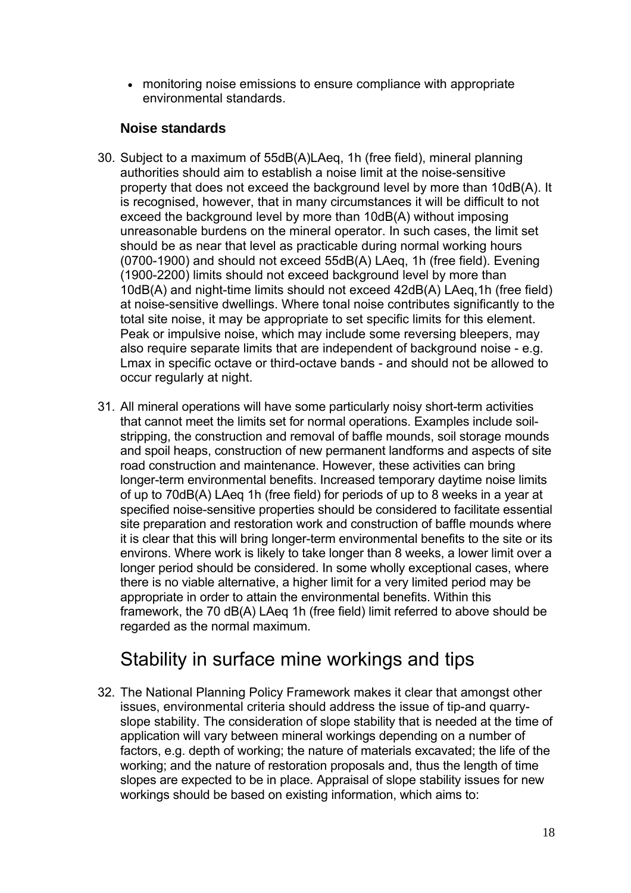- monitoring noise emissions to ensure compliance with appropriate environmental standards.

### Noise standards

30. Subject to a maximum of 55dB(A)LAeq, 1h (free field), mineral planning authorities should aim to establish a noise limit at the noise-sensitive property that does not exceed the background level by more than 10dB(A). It is recognised, however, that in many circumstances it will be difficult to not exceed the background level by more than 10dB(A) without imposing unreasonable burdens on the mineral operator. In such cases, the limit set should be as near that level as practicable during normal working hours (0700-1900) and should not exceed 55dB(A) LAeq, 1h (free field). Evening (1900-2200) limits should not exceed background level by more than 10dB(A) and night-time limits should not exceed 42dB(A) LAeq,1h (free field) at noise-sensitive dwellings. Where tonal noise contributes significantly to the total site noise, it may be appropriate to set specific limits for this element. Peak or impulsive noise, which may include some reversing bleepers, may also require separate limits that are independent of background noise - e.g. Lmax in specific octave or third-octave bands - and should not be allowed to occur regularly at night.

31. All mineral operations will have some particularly noisy short-term activities that cannot meet the limits set for normal operations. Examples include soil-stripping, the construction and removal of baffle mounds, soil storage mounds and spoil heaps, construction of new permanent landforms and aspects of site road construction and maintenance. However, these activities can bring longer-term environmental benefits. Increased temporary daytime noise limits of up to 70dB(A) LAeq 1h (free field) for periods of up to 8 weeks in a year at specified noise-sensitive properties should be considered to facilitate essential site preparation and restoration work and construction of baffle mounds where it is clear that this will bring longer-term environmental benefits to the site or its environs. Where work is likely to take longer than 8 weeks, a lower limit over a longer period should be considered. In some wholly exceptional cases, where there is no viable alternative, a higher limit for a very limited period may be appropriate in order to attain the environmental benefits. Within this framework, the 70 dB(A) LAeq 1h (free field) limit referred to above should be regarded as the normal maximum.

## Stability in surface mine workings and tips

32. The National Planning Policy Framework makes it clear that amongst other issues, environmental criteria should address the issue of tip-and quarry-slope stability. The consideration of slope stability that is needed at the time of application will vary between mineral workings depending on a number of factors, e.g. depth of working; the nature of materials excavated; the life of the working; and the nature of restoration proposals and, thus the length of time slopes are expected to be in place. Appraisal of slope stability issues for new workings should be based on existing information, which aims to: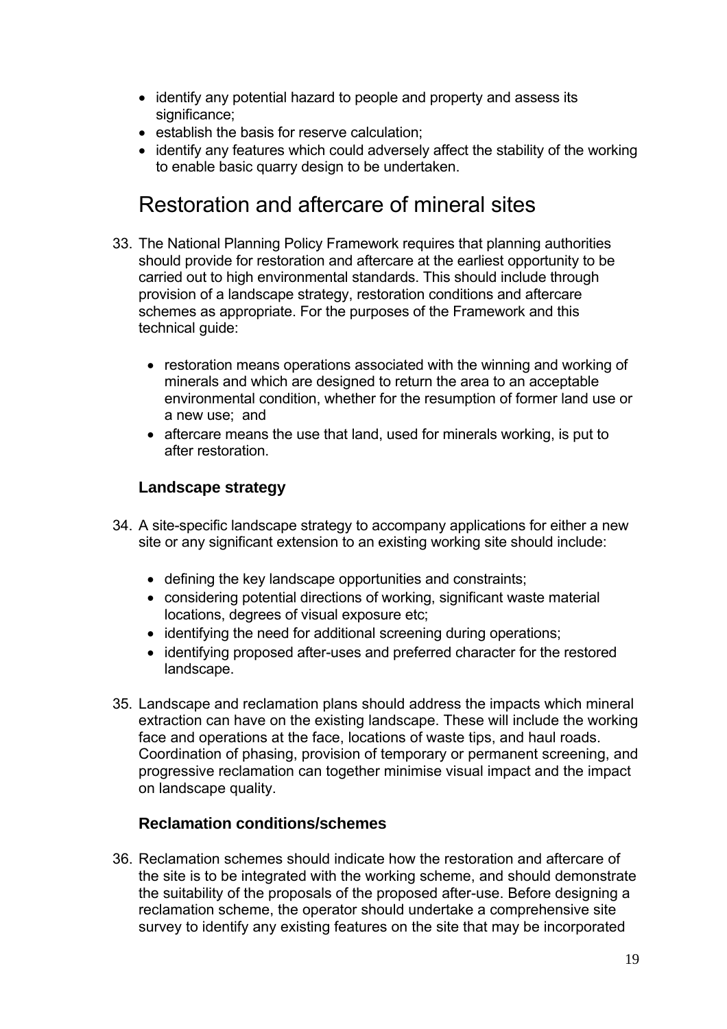- identify any potential hazard to people and property and assess its significance;
- establish the basis for reserve calculation;
- identify any features which could adversely affect the stability of the working to enable basic quarry design to be undertaken.

## Restoration and aftercare of mineral sites

33. The National Planning Policy Framework requires that planning authorities should provide for restoration and aftercare at the earliest opportunity to be carried out to high environmental standards. This should include through provision of a landscape strategy, restoration conditions and aftercare schemes as appropriate. For the purposes of the Framework and this technical guide:

    - restoration means operations associated with the winning and working of minerals and which are designed to return the area to an acceptable environmental condition, whether for the resumption of former land use or a new use; and
    - aftercare means the use that land, used for minerals working, is put to after restoration.

### Landscape strategy

34. A site-specific landscape strategy to accompany applications for either a new site or any significant extension to an existing working site should include:

    - defining the key landscape opportunities and constraints;
    - considering potential directions of working, significant waste material locations, degrees of visual exposure etc;
    - identifying the need for additional screening during operations;
    - identifying proposed after-uses and preferred character for the restored landscape.

35. Landscape and reclamation plans should address the impacts which mineral extraction can have on the existing landscape. These will include the working face and operations at the face, locations of waste tips, and haul roads. Coordination of phasing, provision of temporary or permanent screening, and progressive reclamation can together minimise visual impact and the impact on landscape quality.

### Reclamation conditions/schemes

36. Reclamation schemes should indicate how the restoration and aftercare of the site is to be integrated with the working scheme, and should demonstrate the suitability of the proposals of the proposed after-use. Before designing a reclamation scheme, the operator should undertake a comprehensive site survey to identify any existing features on the site that may be incorporated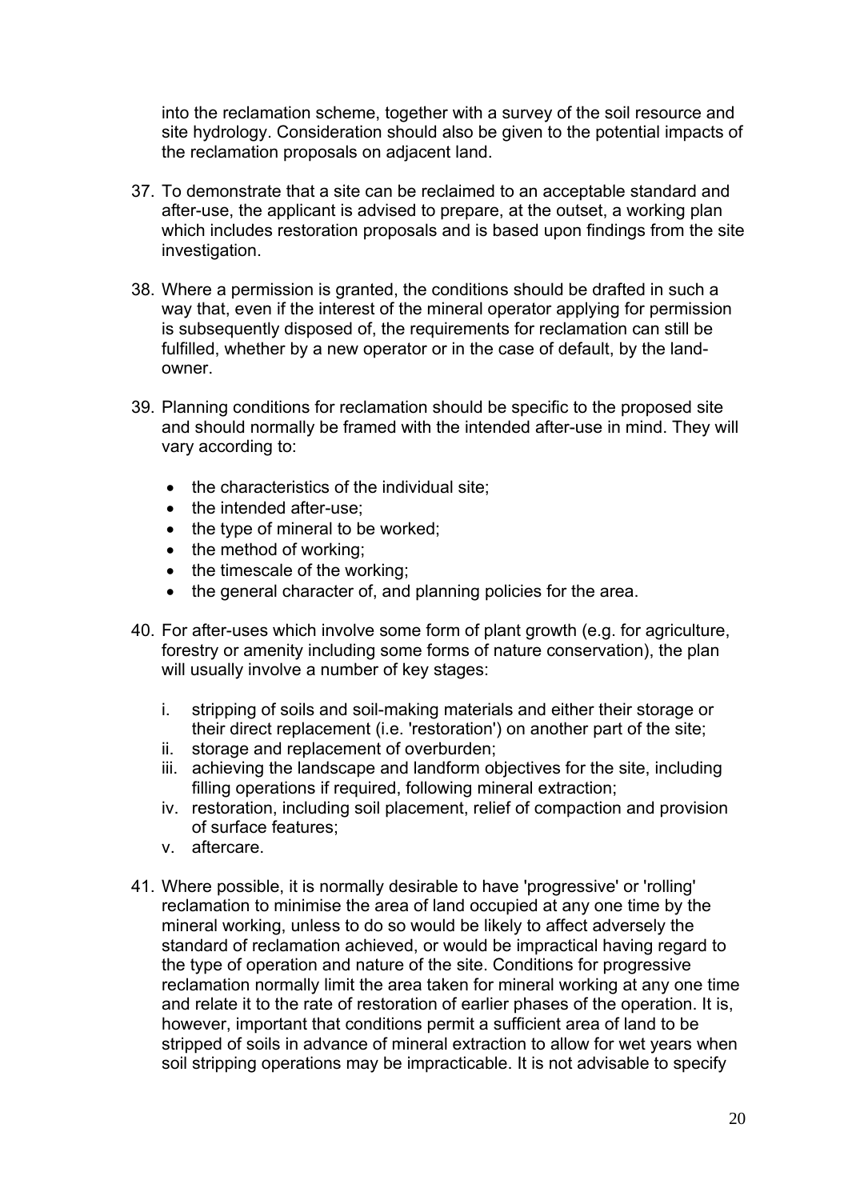into the reclamation scheme, together with a survey of the soil resource and site hydrology. Consideration should also be given to the potential impacts of the reclamation proposals on adjacent land.

37. To demonstrate that a site can be reclaimed to an acceptable standard and after-use, the applicant is advised to prepare, at the outset, a working plan which includes restoration proposals and is based upon findings from the site investigation.

38. Where a permission is granted, the conditions should be drafted in such a way that, even if the interest of the mineral operator applying for permission is subsequently disposed of, the requirements for reclamation can still be fulfilled, whether by a new operator or in the case of default, by the land-owner.

39. Planning conditions for reclamation should be specific to the proposed site and should normally be framed with the intended after-use in mind. They will vary according to:

    - the characteristics of the individual site;
    - the intended after-use;
    - the type of mineral to be worked;
    - the method of working;
    - the timescale of the working;
    - the general character of, and planning policies for the area.

40. For after-uses which involve some form of plant growth (e.g. for agriculture, forestry or amenity including some forms of nature conservation), the plan will usually involve a number of key stages:

    i. stripping of soils and soil-making materials and either their storage or their direct replacement (i.e. 'restoration') on another part of the site;
    ii. storage and replacement of overburden;
    iii. achieving the landscape and landform objectives for the site, including filling operations if required, following mineral extraction;
    iv. restoration, including soil placement, relief of compaction and provision of surface features;
    v. aftercare.

41. Where possible, it is normally desirable to have 'progressive' or 'rolling' reclamation to minimise the area of land occupied at any one time by the mineral working, unless to do so would be likely to affect adversely the standard of reclamation achieved, or would be impractical having regard to the type of operation and nature of the site. Conditions for progressive reclamation normally limit the area taken for mineral working at any one time and relate it to the rate of restoration of earlier phases of the operation. It is, however, important that conditions permit a sufficient area of land to be stripped of soils in advance of mineral extraction to allow for wet years when soil stripping operations may be impracticable. It is not advisable to specify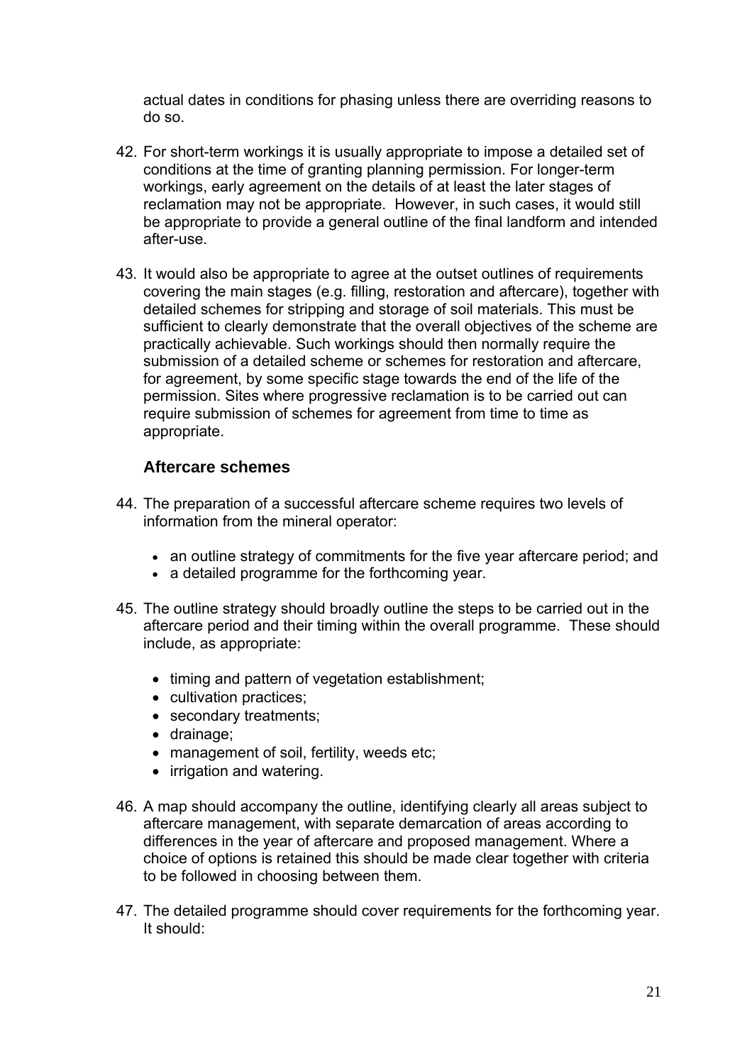actual dates in conditions for phasing unless there are overriding reasons to do so.

42. For short-term workings it is usually appropriate to impose a detailed set of conditions at the time of granting planning permission. For longer-term workings, early agreement on the details of at least the later stages of reclamation may not be appropriate. However, in such cases, it would still be appropriate to provide a general outline of the final landform and intended after-use.

43. It would also be appropriate to agree at the outset outlines of requirements covering the main stages (e.g. filling, restoration and aftercare), together with detailed schemes for stripping and storage of soil materials. This must be sufficient to clearly demonstrate that the overall objectives of the scheme are practically achievable. Such workings should then normally require the submission of a detailed scheme or schemes for restoration and aftercare, for agreement, by some specific stage towards the end of the life of the permission. Sites where progressive reclamation is to be carried out can require submission of schemes for agreement from time to time as appropriate.

### Aftercare schemes

44. The preparation of a successful aftercare scheme requires two levels of information from the mineral operator:

    - an outline strategy of commitments for the five year aftercare period; and
    - a detailed programme for the forthcoming year.

45. The outline strategy should broadly outline the steps to be carried out in the aftercare period and their timing within the overall programme. These should include, as appropriate:

    - timing and pattern of vegetation establishment;
    - cultivation practices;
    - secondary treatments;
    - drainage;
    - management of soil, fertility, weeds etc;
    - irrigation and watering.

46. A map should accompany the outline, identifying clearly all areas subject to aftercare management, with separate demarcation of areas according to differences in the year of aftercare and proposed management. Where a choice of options is retained this should be made clear together with criteria to be followed in choosing between them.

47. The detailed programme should cover requirements for the forthcoming year. It should: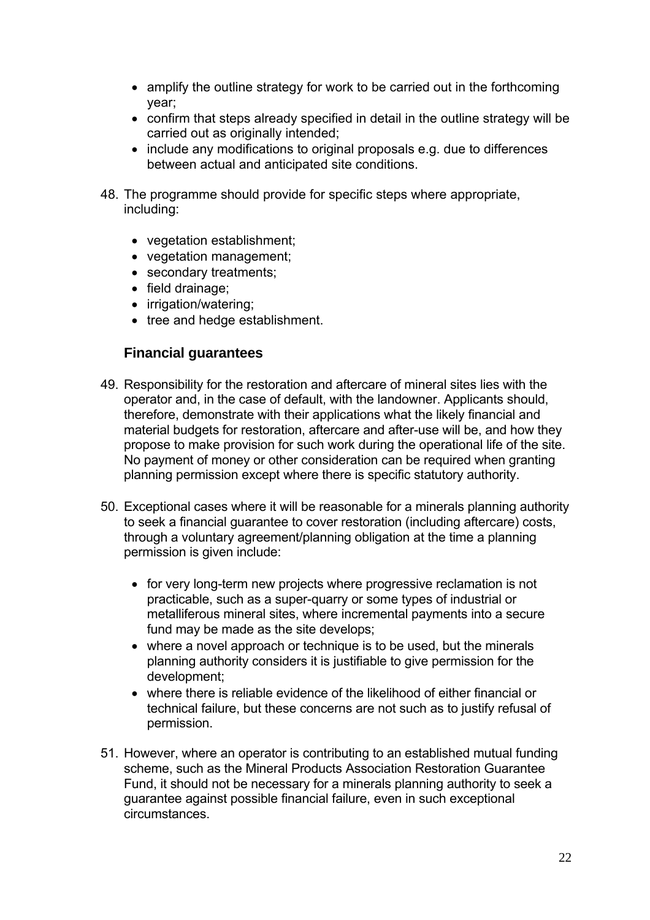- amplify the outline strategy for work to be carried out in the forthcoming year;
- confirm that steps already specified in detail in the outline strategy will be carried out as originally intended;
- include any modifications to original proposals e.g. due to differences between actual and anticipated site conditions.

48. The programme should provide for specific steps where appropriate, including:

    - vegetation establishment;
    - vegetation management;
    - secondary treatments;
    - field drainage;
    - irrigation/watering;
    - tree and hedge establishment.

### Financial guarantees

49. Responsibility for the restoration and aftercare of mineral sites lies with the operator and, in the case of default, with the landowner. Applicants should, therefore, demonstrate with their applications what the likely financial and material budgets for restoration, aftercare and after-use will be, and how they propose to make provision for such work during the operational life of the site. No payment of money or other consideration can be required when granting planning permission except where there is specific statutory authority.

50. Exceptional cases where it will be reasonable for a minerals planning authority to seek a financial guarantee to cover restoration (including aftercare) costs, through a voluntary agreement/planning obligation at the time a planning permission is given include:

    - for very long-term new projects where progressive reclamation is not practicable, such as a super-quarry or some types of industrial or metalliferous mineral sites, where incremental payments into a secure fund may be made as the site develops;
    - where a novel approach or technique is to be used, but the minerals planning authority considers it is justifiable to give permission for the development;
    - where there is reliable evidence of the likelihood of either financial or technical failure, but these concerns are not such as to justify refusal of permission.

51. However, where an operator is contributing to an established mutual funding scheme, such as the Mineral Products Association Restoration Guarantee Fund, it should not be necessary for a minerals planning authority to seek a guarantee against possible financial failure, even in such exceptional circumstances.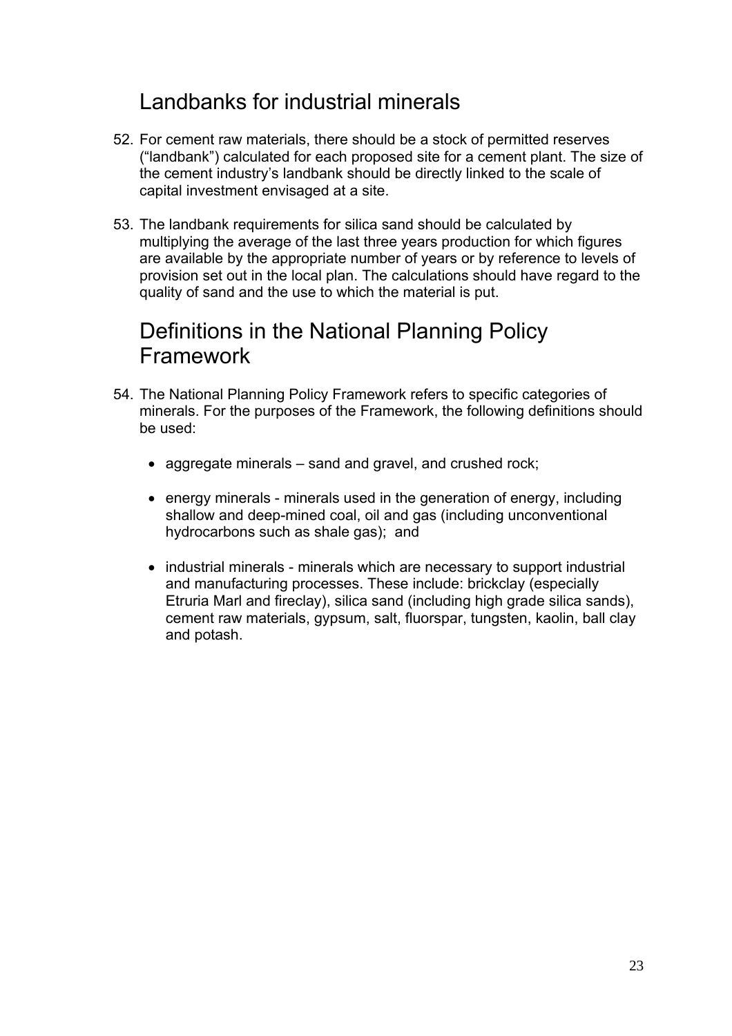## Landbanks for industrial minerals

52. For cement raw materials, there should be a stock of permitted reserves ("landbank") calculated for each proposed site for a cement plant. The size of the cement industry's landbank should be directly linked to the scale of capital investment envisaged at a site.

53. The landbank requirements for silica sand should be calculated by multiplying the average of the last three years production for which figures are available by the appropriate number of years or by reference to levels of provision set out in the local plan. The calculations should have regard to the quality of sand and the use to which the material is put.

## Definitions in the National Planning Policy Framework

54. The National Planning Policy Framework refers to specific categories of minerals. For the purposes of the Framework, the following definitions should be used:

    - aggregate minerals – sand and gravel, and crushed rock;
    - energy minerals - minerals used in the generation of energy, including shallow and deep-mined coal, oil and gas (including unconventional hydrocarbons such as shale gas); and
    - industrial minerals - minerals which are necessary to support industrial and manufacturing processes. These include: brickclay (especially Etruria Marl and fireclay), silica sand (including high grade silica sands), cement raw materials, gypsum, salt, fluorspar, tungsten, kaolin, ball clay and potash.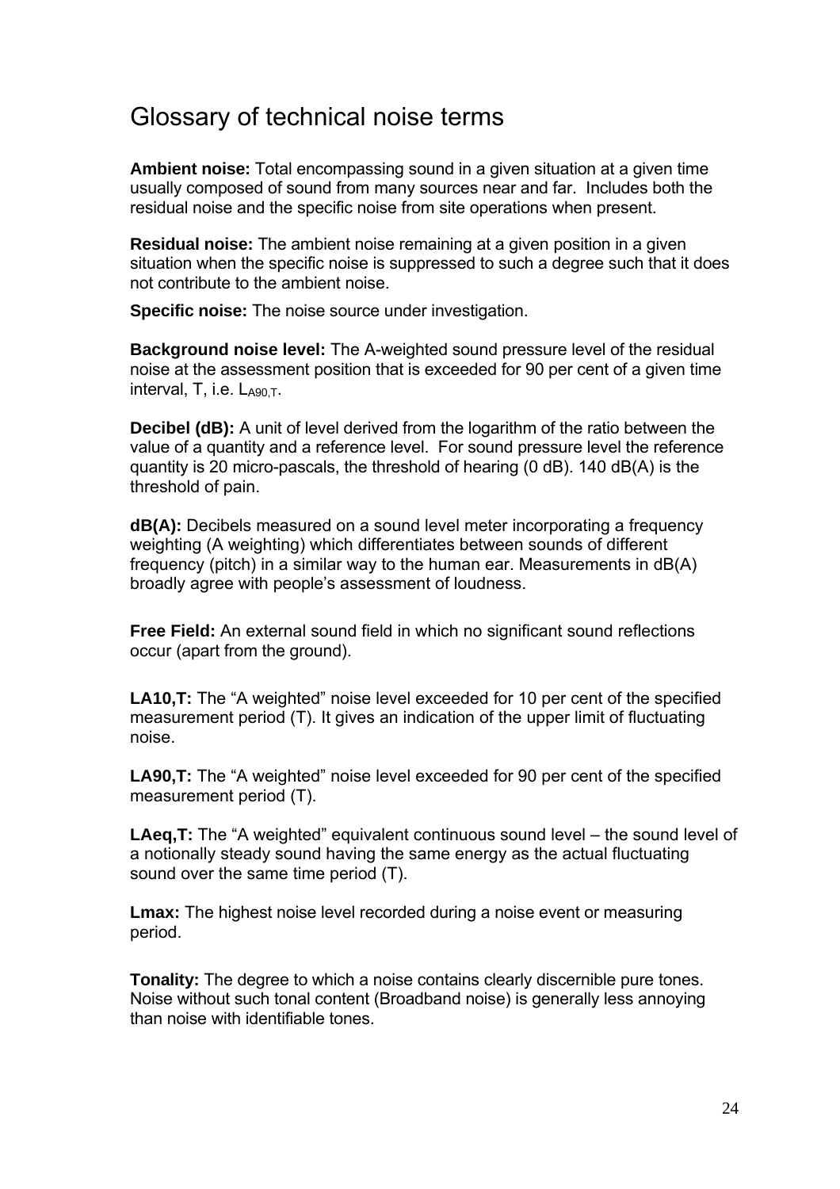# Glossary of technical noise terms

**Ambient noise:** Total encompassing sound in a given situation at a given time usually composed of sound from many sources near and far. Includes both the residual noise and the specific noise from site operations when present.

**Residual noise:** The ambient noise remaining at a given position in a given situation when the specific noise is suppressed to such a degree such that it does not contribute to the ambient noise.

**Specific noise:** The noise source under investigation.

**Background noise level:** The A-weighted sound pressure level of the residual noise at the assessment position that is exceeded for 90 per cent of a given time interval, T, i.e. $L_{A90,T}$.

**Decibel (dB):** A unit of level derived from the logarithm of the ratio between the value of a quantity and a reference level. For sound pressure level the reference quantity is 20 micro-pascals, the threshold of hearing (0 dB). 140 dB(A) is the threshold of pain.

**dB(A):** Decibels measured on a sound level meter incorporating a frequency weighting (A weighting) which differentiates between sounds of different frequency (pitch) in a similar way to the human ear. Measurements in dB(A) broadly agree with people's assessment of loudness.

**Free Field:** An external sound field in which no significant sound reflections occur (apart from the ground).

**LA10,T:** The "A weighted" noise level exceeded for 10 per cent of the specified measurement period (T). It gives an indication of the upper limit of fluctuating noise.

**LA90,T:** The "A weighted" noise level exceeded for 90 per cent of the specified measurement period (T).

**LAeq,T:** The "A weighted" equivalent continuous sound level – the sound level of a notionally steady sound having the same energy as the actual fluctuating sound over the same time period (T).

**Lmax:** The highest noise level recorded during a noise event or measuring period.

**Tonality:** The degree to which a noise contains clearly discernible pure tones. Noise without such tonal content (Broadband noise) is generally less annoying than noise with identifiable tones.